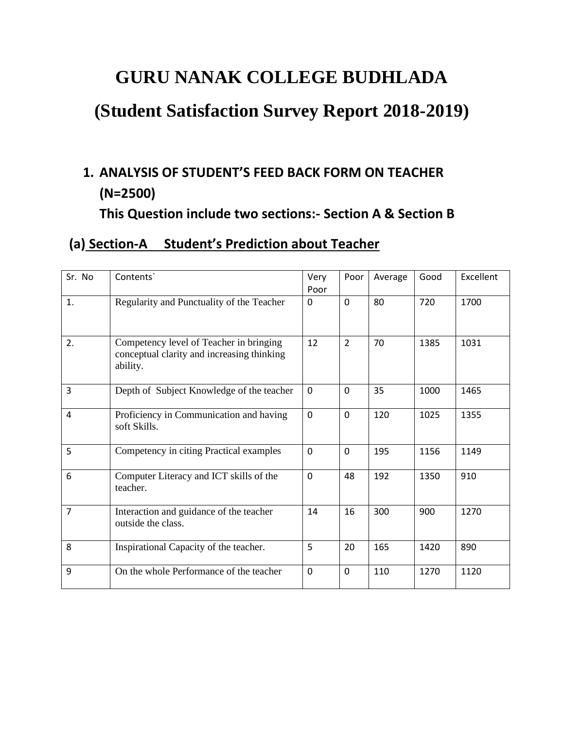# GURU NANAK COLLEGE BUDHLADA

# (Student Satisfaction Survey Report 2018-2019)

## 1. ANALYSIS OF STUDENT'S FEED BACK FORM ON TEACHER (N=2500)

**This Question include two sections:- Section A & Section B**

### (a) Section-A Student's Prediction about Teacher

| Sr. No | Contents` | Very Poor | Poor | Average | Good | Excellent |
|---|---|---|---|---|---|---|
| 1. | Regularity and Punctuality of the Teacher | 0 | 0 | 80 | 720 | 1700 |
| 2. | Competency level of Teacher in bringing conceptual clarity and increasing thinking ability. | 12 | 2 | 70 | 1385 | 1031 |
| 3 | Depth of Subject Knowledge of the teacher | 0 | 0 | 35 | 1000 | 1465 |
| 4 | Proficiency in Communication and having soft Skills. | 0 | 0 | 120 | 1025 | 1355 |
| 5 | Competency in citing Practical examples | 0 | 0 | 195 | 1156 | 1149 |
| 6 | Computer Literacy and ICT skills of the teacher. | 0 | 48 | 192 | 1350 | 910 |
| 7 | Interaction and guidance of the teacher outside the class. | 14 | 16 | 300 | 900 | 1270 |
| 8 | Inspirational Capacity of the teacher. | 5 | 20 | 165 | 1420 | 890 |
| 9 | On the whole Performance of the teacher | 0 | 0 | 110 | 1270 | 1120 |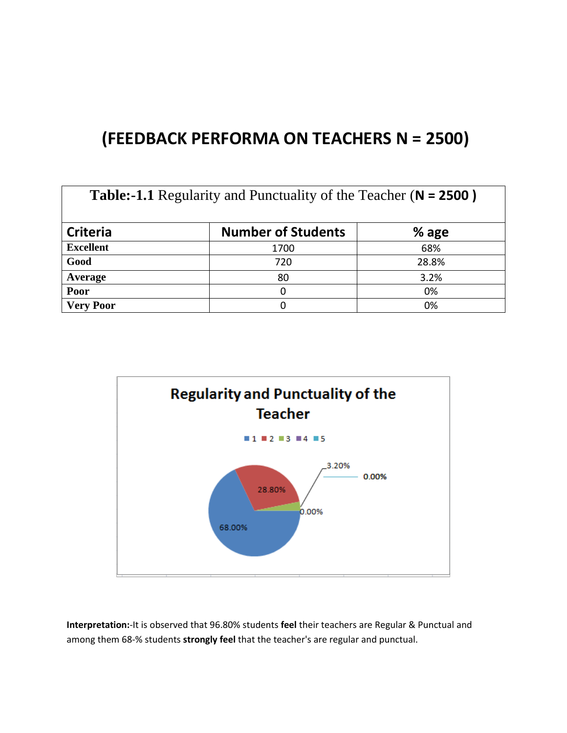# (FEEDBACK PERFORMA ON TEACHERS N = 2500)

| **Table:-1.1** Regularity and Punctuality of the Teacher (**N = 2500 )** | | |
|---|---|---|
| **Criteria** | **Number of Students** | **% age** |
| **Excellent** | 1700 | 68% |
| **Good** | 720 | 28.8% |
| **Average** | 80 | 3.2% |
| **Poor** | 0 | 0% |
| **Very Poor** | 0 | 0% |

**Interpretation:**-It is observed that 96.80% students **feel** their teachers are Regular & Punctual and among them 68-% students **strongly feel** that the teacher's are regular and punctual.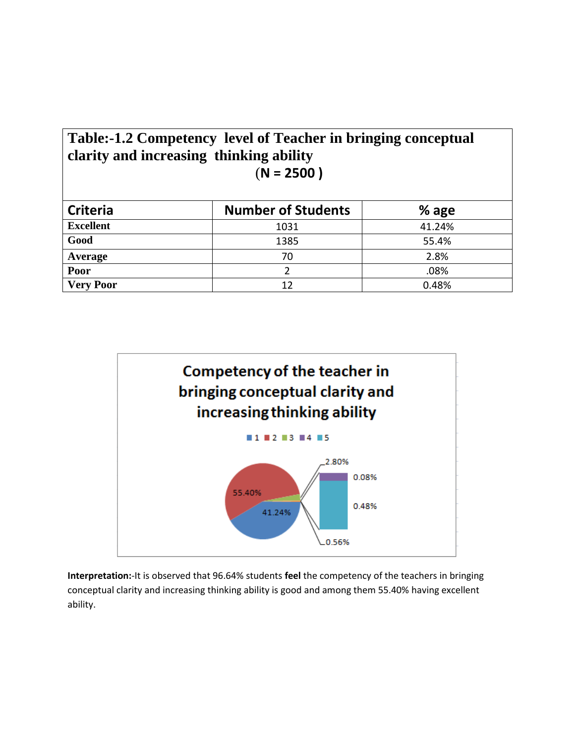**Table:-1.2 Competency level of Teacher in bringing conceptual clarity and increasing thinking ability**
**(N = 2500 )**

| Criteria | Number of Students | % age |
|---|---|---|
| **Excellent** | 1031 | 41.24% |
| **Good** | 1385 | 55.4% |
| **Average** | 70 | 2.8% |
| **Poor** | 2 | .08% |
| **Very Poor** | 12 | 0.48% |

**Interpretation:**-It is observed that 96.64% students **feel** the competency of the teachers in bringing conceptual clarity and increasing thinking ability is good and among them 55.40% having excellent ability.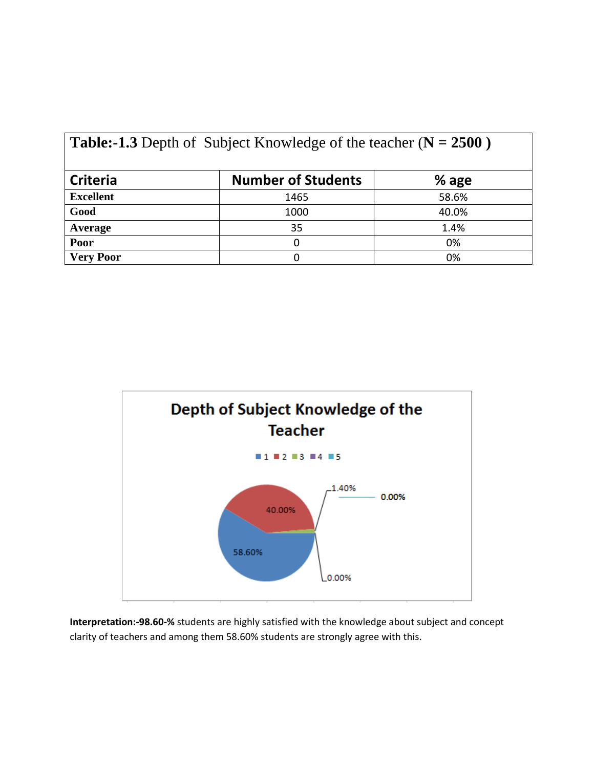**Table:-1.3** Depth of Subject Knowledge of the teacher (**N = 2500** )

| Criteria | Number of Students | % age |
|---|---|---|
| **Excellent** | 1465 | 58.6% |
| **Good** | 1000 | 40.0% |
| **Average** | 35 | 1.4% |
| **Poor** | 0 | 0% |
| **Very Poor** | 0 | 0% |

**Interpretation:-98.60-%** students are highly satisfied with the knowledge about subject and concept clarity of teachers and among them 58.60% students are strongly agree with this.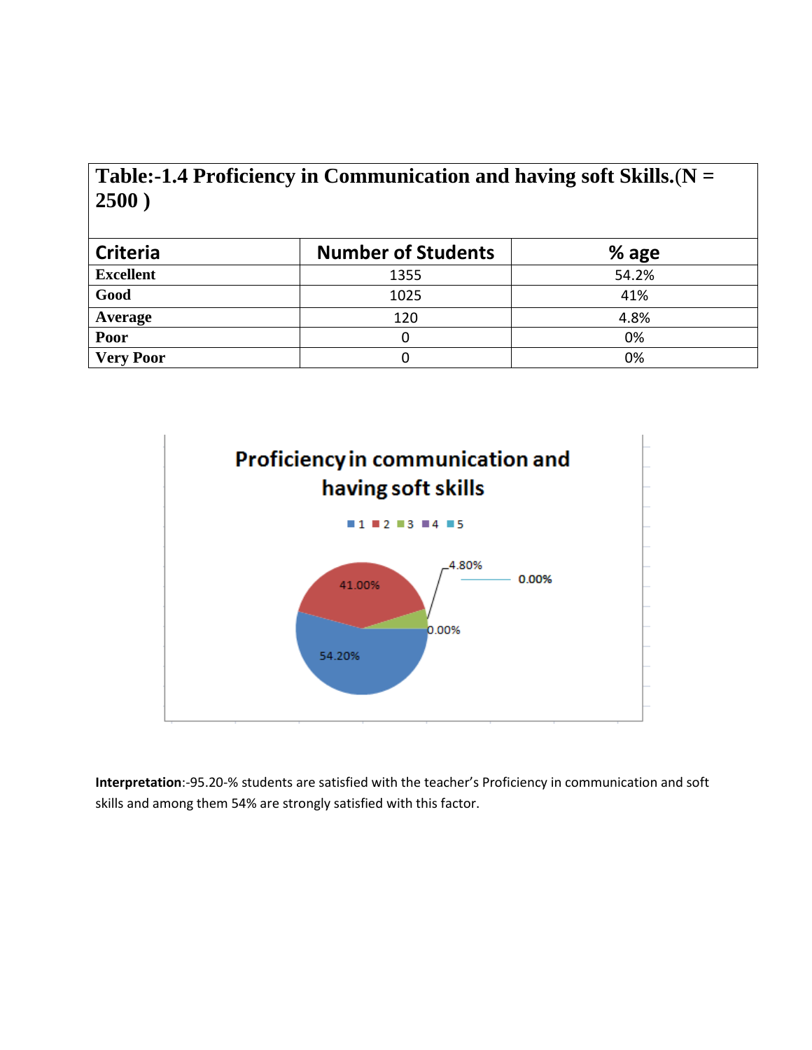**Table:-1.4 Proficiency in Communication and having soft Skills.(N = 2500 )**

| Criteria | Number of Students | % age |
|---|---|---|
| **Excellent** | 1355 | 54.2% |
| **Good** | 1025 | 41% |
| **Average** | 120 | 4.8% |
| **Poor** | 0 | 0% |
| **Very Poor** | 0 | 0% |

**Interpretation**:-95.20-% students are satisfied with the teacher's Proficiency in communication and soft skills and among them 54% are strongly satisfied with this factor.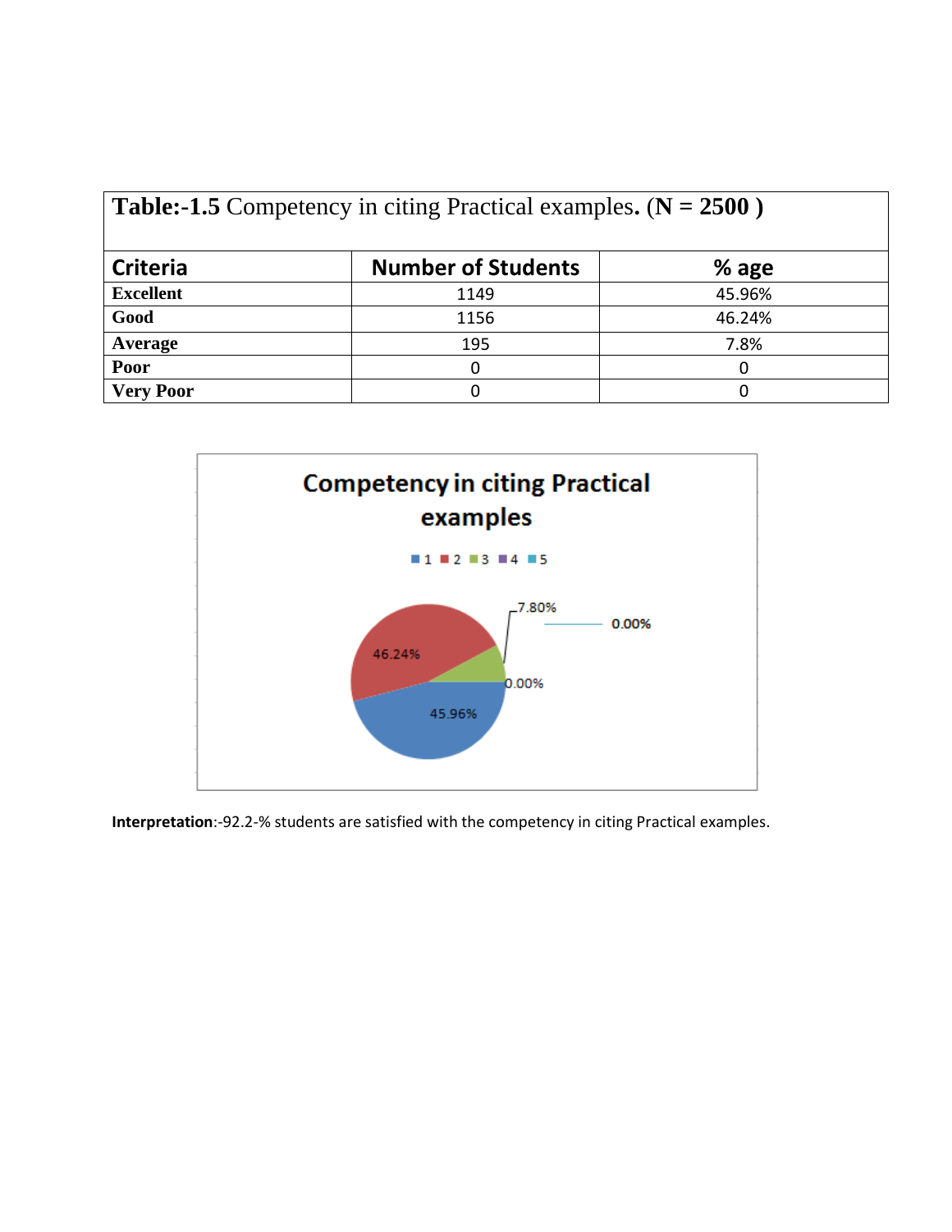**Table:-1.5** Competency in citing Practical examples. (**N = 2500 )**

| Criteria | Number of Students | % age |
|---|---|---|
| **Excellent** | 1149 | 45.96% |
| **Good** | 1156 | 46.24% |
| **Average** | 195 | 7.8% |
| **Poor** | 0 | 0 |
| **Very Poor** | 0 | 0 |

**Interpretation**:-92.2-% students are satisfied with the competency in citing Practical examples.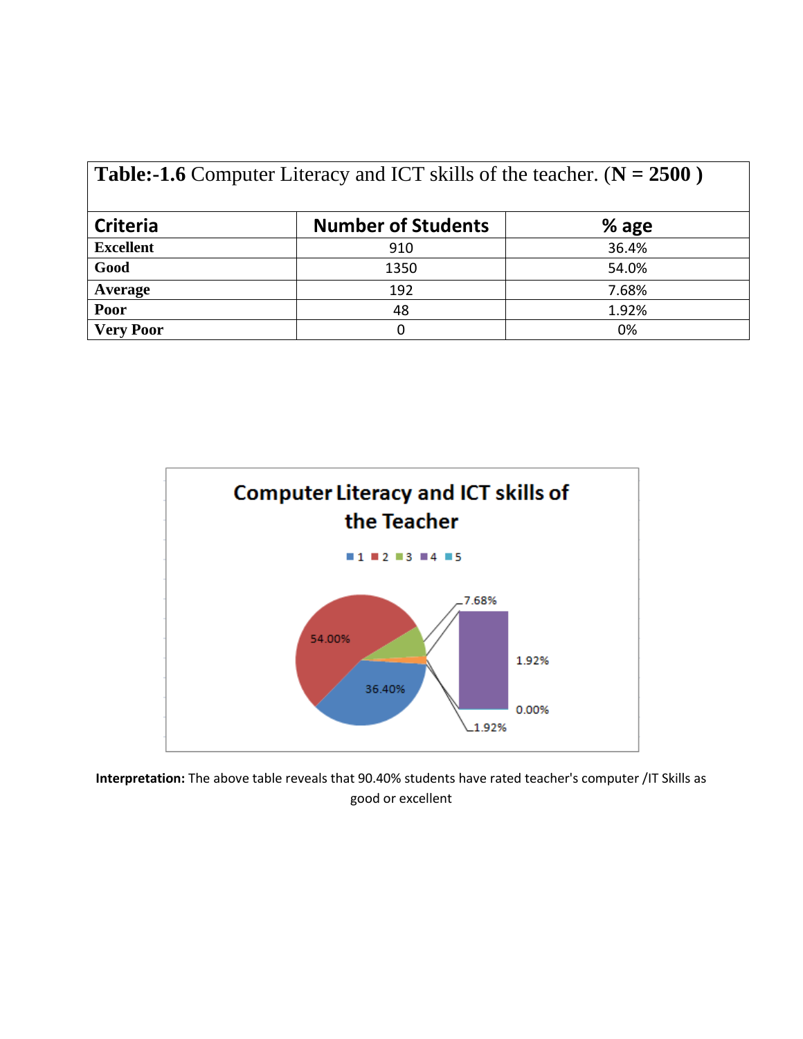**Table:-1.6** Computer Literacy and ICT skills of the teacher. (**N = 2500** )

| Criteria | Number of Students | % age |
|---|---|---|
| **Excellent** | 910 | 36.4% |
| **Good** | 1350 | 54.0% |
| **Average** | 192 | 7.68% |
| **Poor** | 48 | 1.92% |
| **Very Poor** | 0 | 0% |

**Interpretation:** The above table reveals that 90.40% students have rated teacher's computer /IT Skills as good or excellent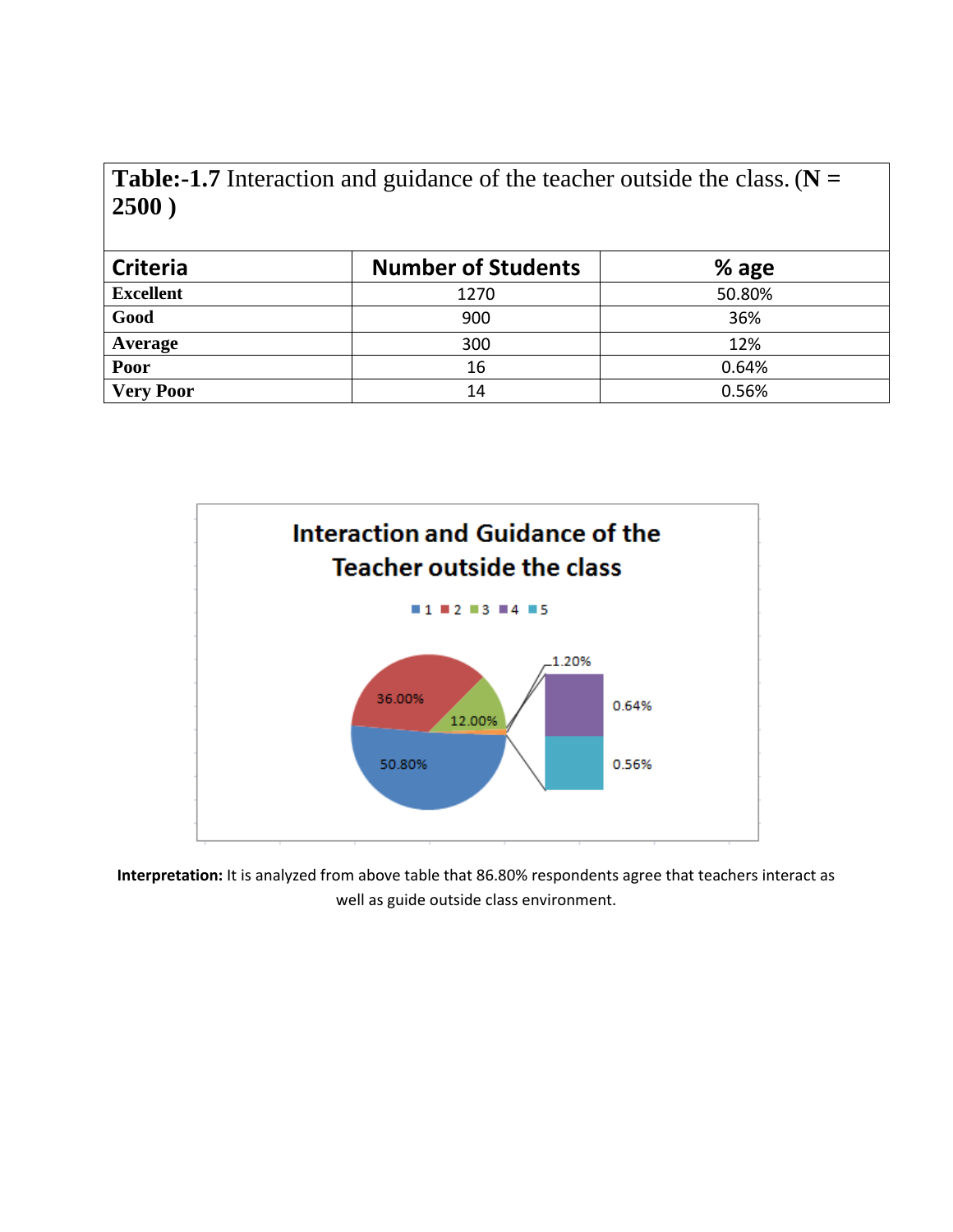**Table:-1.7** Interaction and guidance of the teacher outside the class. (**N = 2500** )

| Criteria | Number of Students | % age |
|---|---|---|
| **Excellent** | 1270 | 50.80% |
| **Good** | 900 | 36% |
| **Average** | 300 | 12% |
| **Poor** | 16 | 0.64% |
| **Very Poor** | 14 | 0.56% |

**Interpretation:** It is analyzed from above table that 86.80% respondents agree that teachers interact as well as guide outside class environment.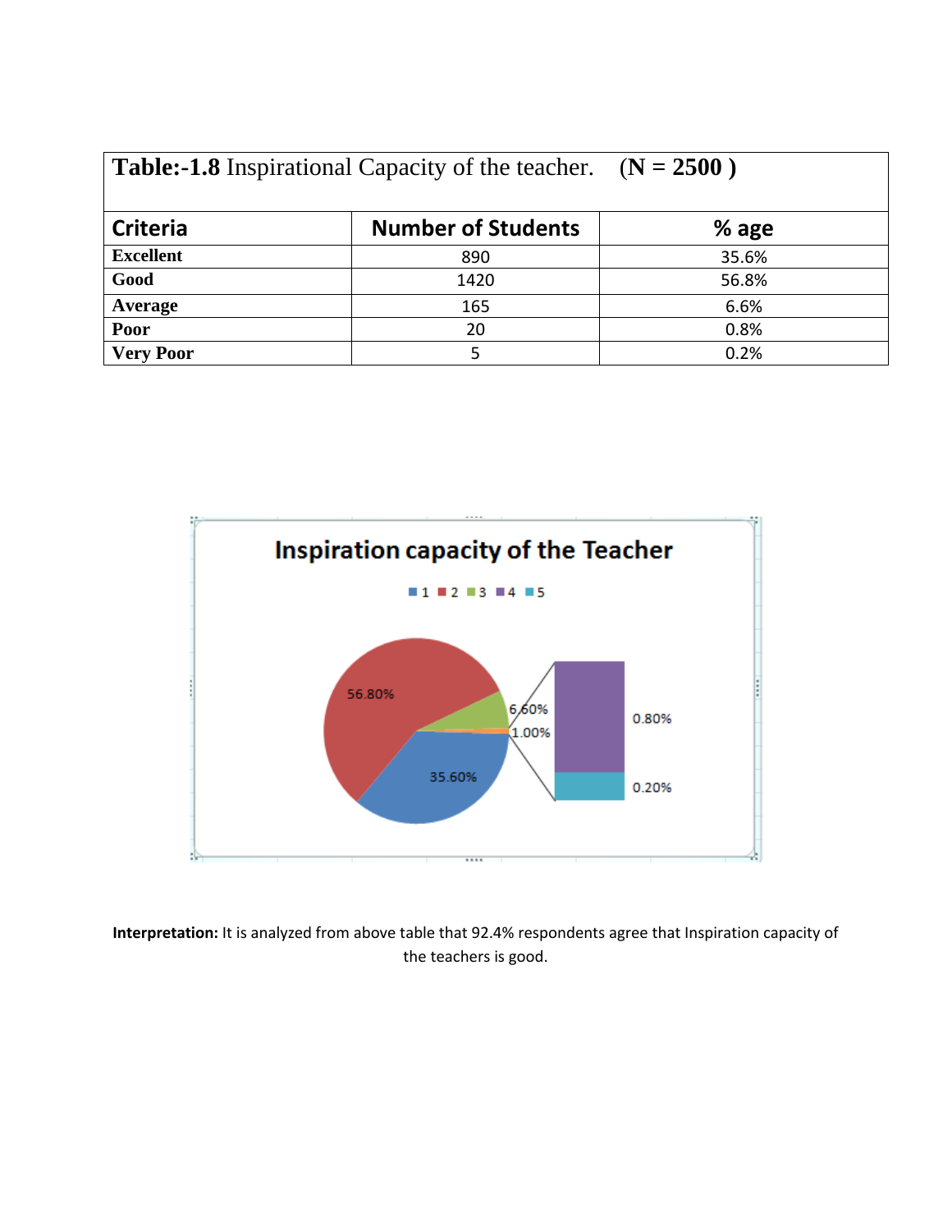**Table:-1.8** Inspirational Capacity of the teacher. **(N = 2500 )**

| Criteria | Number of Students | % age |
|---|---|---|
| **Excellent** | 890 | 35.6% |
| **Good** | 1420 | 56.8% |
| **Average** | 165 | 6.6% |
| **Poor** | 20 | 0.8% |
| **Very Poor** | 5 | 0.2% |

**Interpretation:** It is analyzed from above table that 92.4% respondents agree that Inspiration capacity of the teachers is good.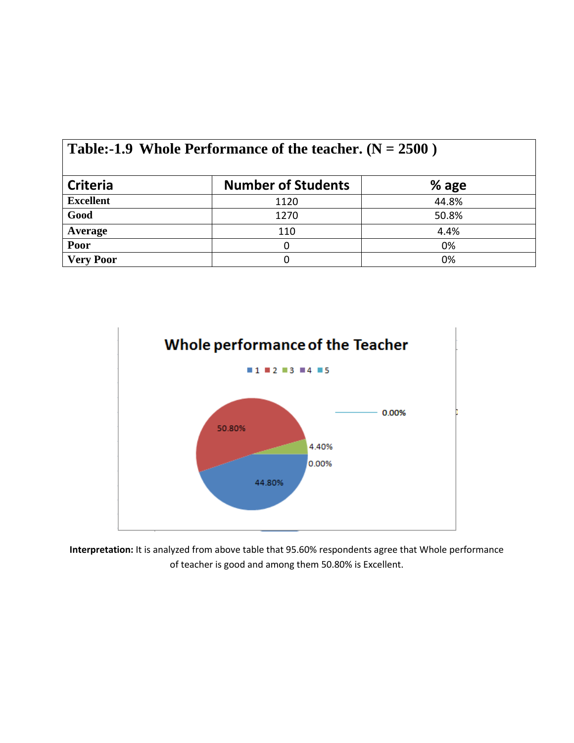| Table:-1.9 Whole Performance of the teacher. (N = 2500 ) | | |
|---|---|---|
| **Criteria** | **Number of Students** | **% age** |
| **Excellent** | 1120 | 44.8% |
| **Good** | 1270 | 50.8% |
| **Average** | 110 | 4.4% |
| **Poor** | 0 | 0% |
| **Very Poor** | 0 | 0% |

**Interpretation:** It is analyzed from above table that 95.60% respondents agree that Whole performance of teacher is good and among them 50.80% is Excellent.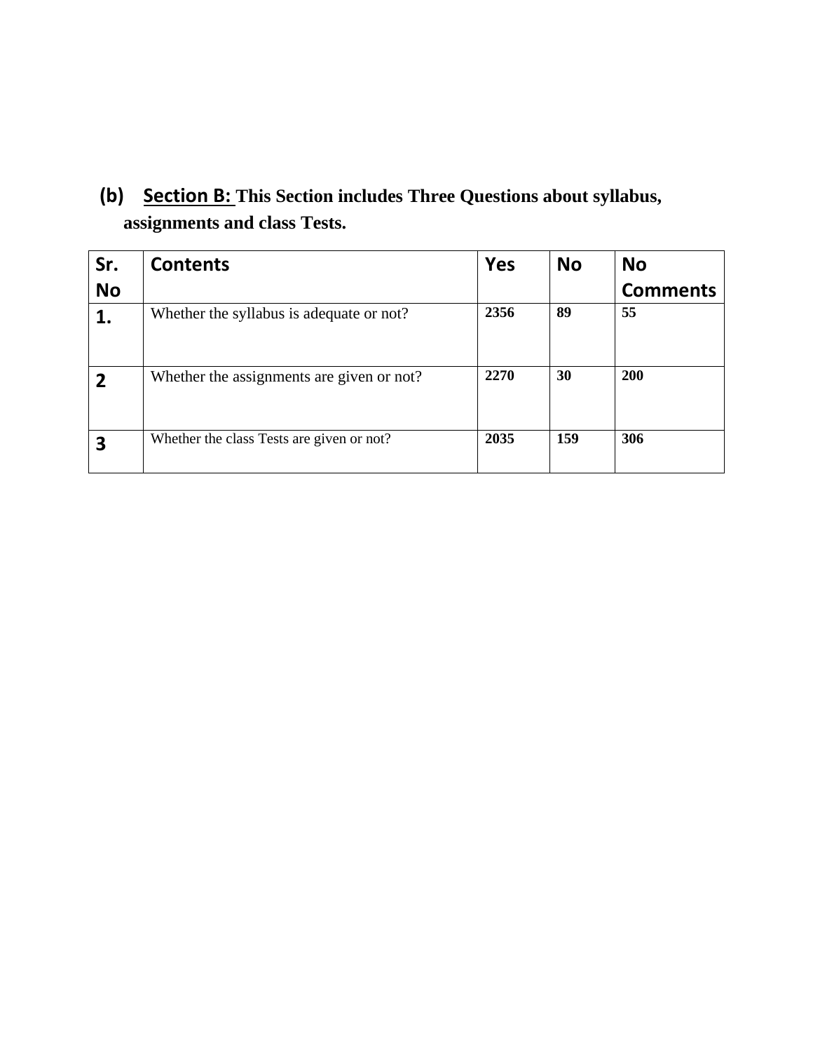**(b) <u>Section B:</u> This Section includes Three Questions about syllabus, assignments and class Tests.**

| Sr. No | Contents | Yes | No | No Comments |
|---|---|---|---|---|
| 1. | Whether the syllabus is adequate or not? | 2356 | 89 | 55 |
| 2 | Whether the assignments are given or not? | 2270 | 30 | 200 |
| 3 | Whether the class Tests are given or not? | 2035 | 159 | 306 |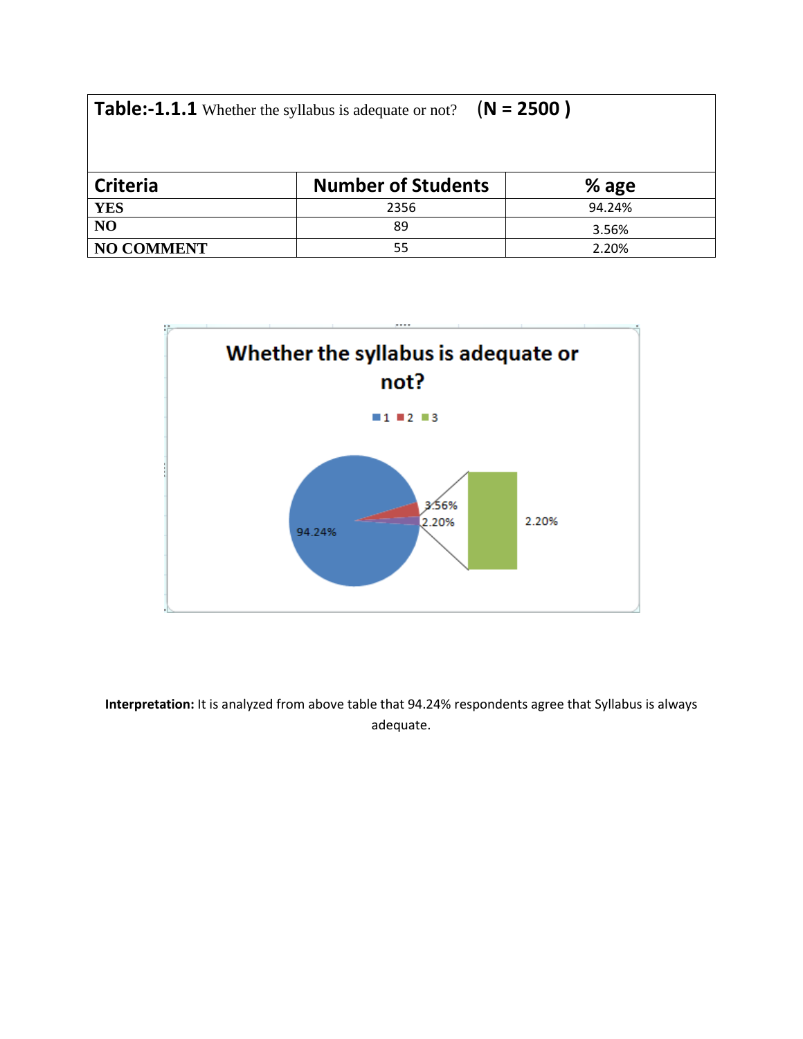| **Table:-1.1.1** Whether the syllabus is adequate or not? **(N = 2500 )** | | |
|---|---|---|
| **Criteria** | **Number of Students** | **% age** |
| **YES** | 2356 | 94.24% |
| **NO** | 89 | 3.56% |
| **NO COMMENT** | 55 | 2.20% |

**Whether the syllabus is adequate or not?**

1 2 3

94.24% 3.56% 2.20% 2.20%

**Interpretation:** It is analyzed from above table that 94.24% respondents agree that Syllabus is always adequate.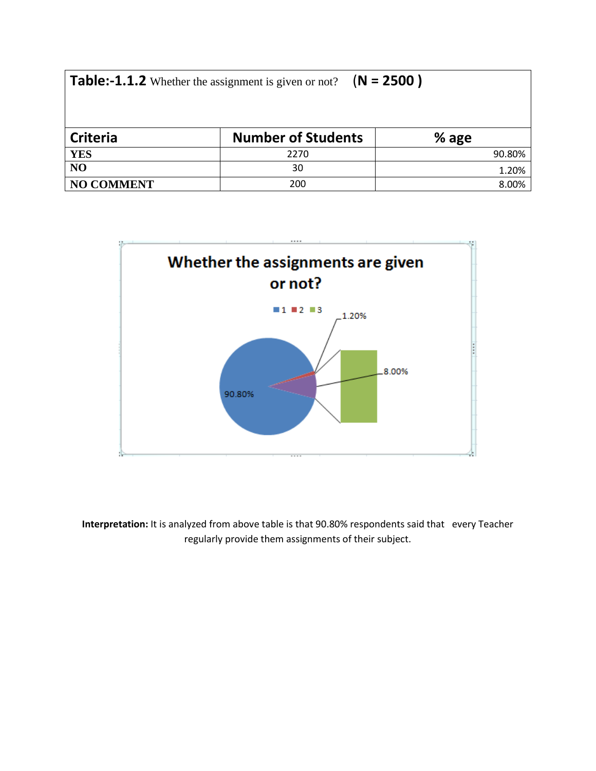**Table:-1.1.2** Whether the assignment is given or not? **(N = 2500 )**

| Criteria | Number of Students | % age |
|---|---|---|
| **YES** | 2270 | 90.80% |
| **NO** | 30 | 1.20% |
| **NO COMMENT** | 200 | 8.00% |

**Interpretation:** It is analyzed from above table is that 90.80% respondents said that every Teacher regularly provide them assignments of their subject.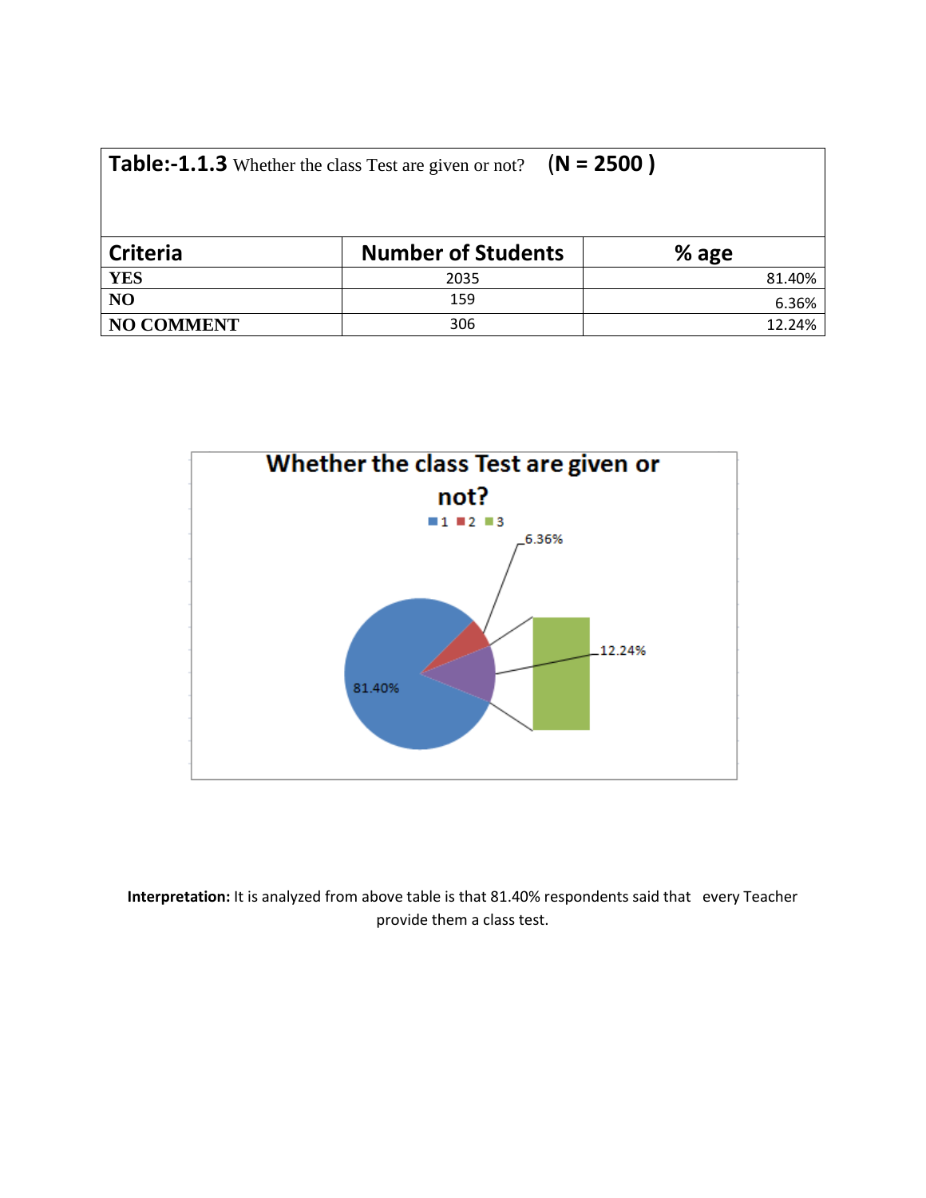**Table:-1.1.3** Whether the class Test are given or not? **(N = 2500 )**

| Criteria | Number of Students | % age |
|---|---|---|
| **YES** | 2035 | 81.40% |
| **NO** | 159 | 6.36% |
| **NO COMMENT** | 306 | 12.24% |

**Interpretation:** It is analyzed from above table is that 81.40% respondents said that every Teacher provide them a class test.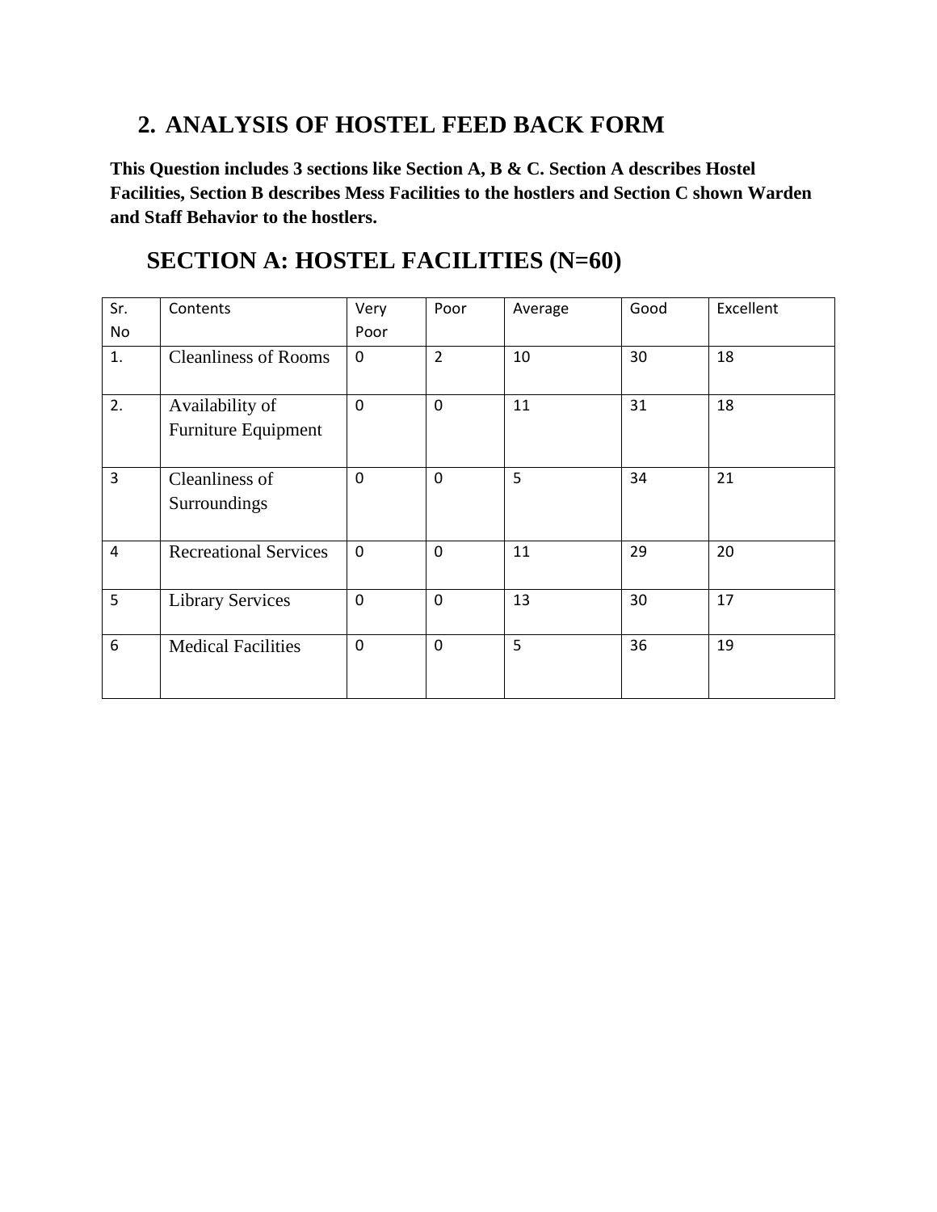## 2. ANALYSIS OF HOSTEL FEED BACK FORM

**This Question includes 3 sections like Section A, B & C. Section A describes Hostel Facilities, Section B describes Mess Facilities to the hostlers and Section C shown Warden and Staff Behavior to the hostlers.**

## SECTION A: HOSTEL FACILITIES (N=60)

| Sr. No | Contents | Very Poor | Poor | Average | Good | Excellent |
|---|---|---|---|---|---|---|
| 1. | Cleanliness of Rooms | 0 | 2 | 10 | 30 | 18 |
| 2. | Availability of Furniture Equipment | 0 | 0 | 11 | 31 | 18 |
| 3 | Cleanliness of Surroundings | 0 | 0 | 5 | 34 | 21 |
| 4 | Recreational Services | 0 | 0 | 11 | 29 | 20 |
| 5 | Library Services | 0 | 0 | 13 | 30 | 17 |
| 6 | Medical Facilities | 0 | 0 | 5 | 36 | 19 |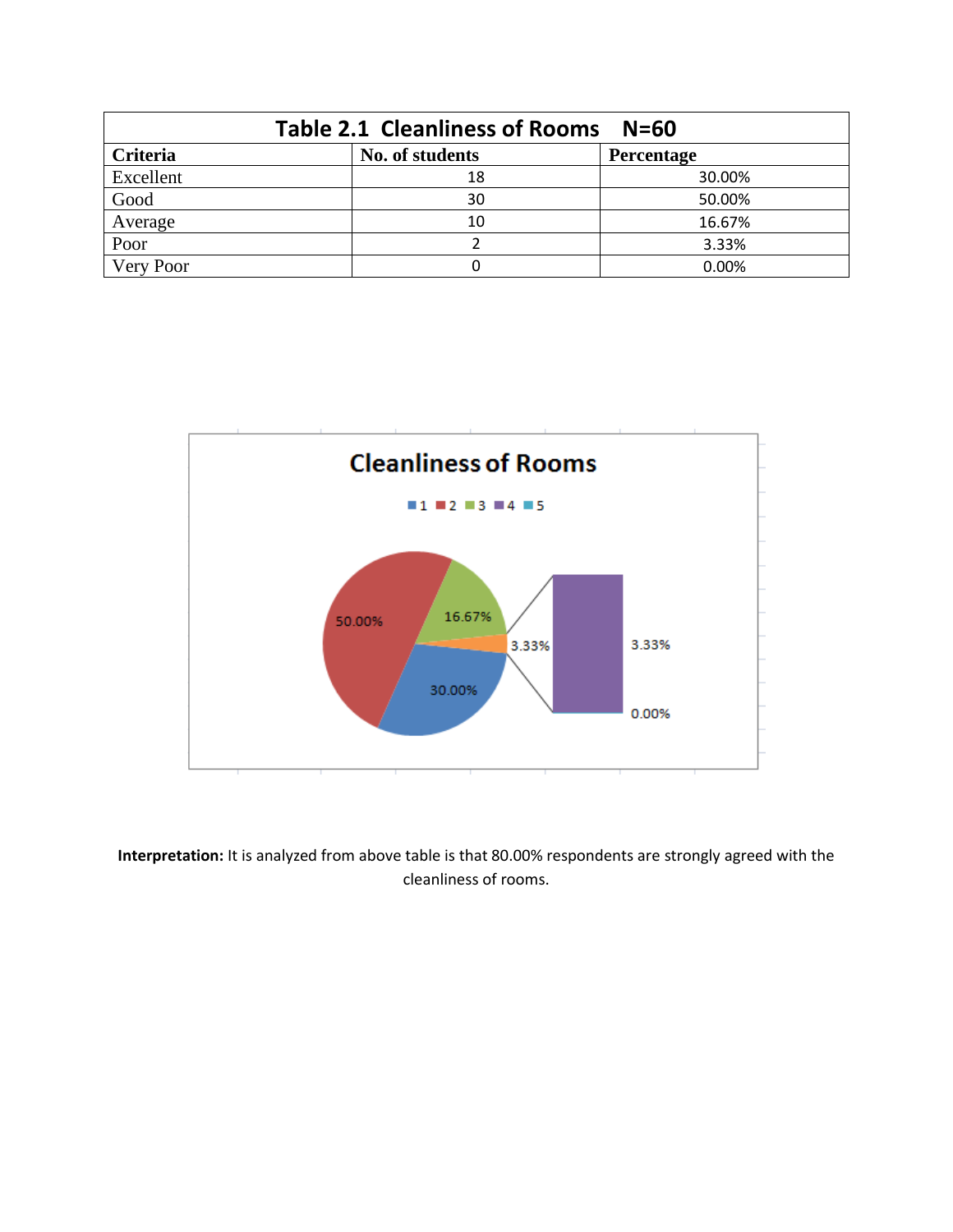| Table 2.1 Cleanliness of Rooms N=60 | | |
|---|---|---|
| **Criteria** | **No. of students** | **Percentage** |
| Excellent | 18 | 30.00% |
| Good | 30 | 50.00% |
| Average | 10 | 16.67% |
| Poor | 2 | 3.33% |
| Very Poor | 0 | 0.00% |

**Interpretation:** It is analyzed from above table is that 80.00% respondents are strongly agreed with the cleanliness of rooms.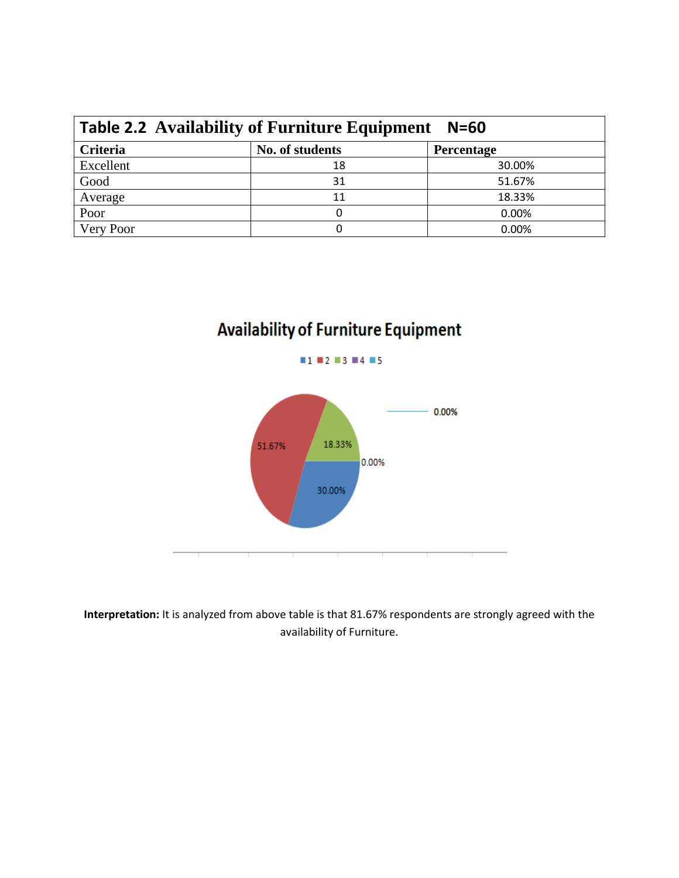| Table 2.2 Availability of Furniture Equipment N=60 | | |
|---|---|---|
| Criteria | No. of students | Percentage |
| Excellent | 18 | 30.00% |
| Good | 31 | 51.67% |
| Average | 11 | 18.33% |
| Poor | 0 | 0.00% |
| Very Poor | 0 | 0.00% |

**Interpretation:** It is analyzed from above table is that 81.67% respondents are strongly agreed with the availability of Furniture.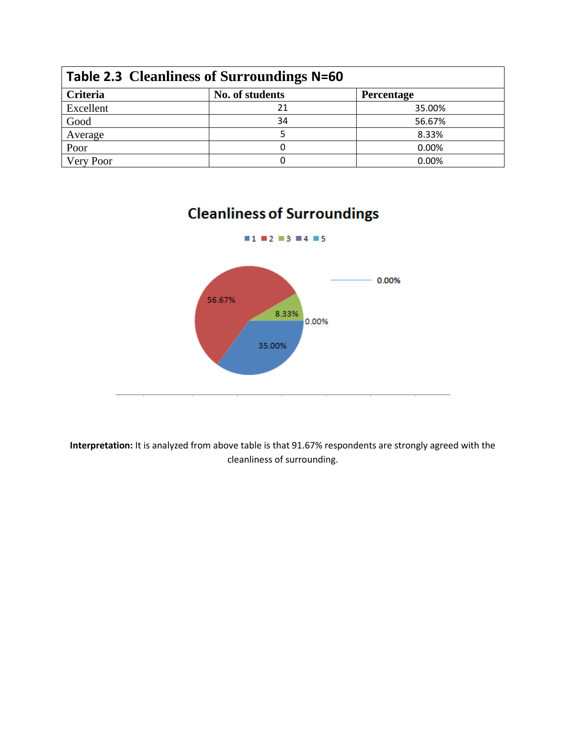| Table 2.3 Cleanliness of Surroundings N=60 | | |
|---|---|---|
| **Criteria** | **No. of students** | **Percentage** |
| Excellent | 21 | 35.00% |
| Good | 34 | 56.67% |
| Average | 5 | 8.33% |
| Poor | 0 | 0.00% |
| Very Poor | 0 | 0.00% |

**Cleanliness of Surroundings**

1 2 3 4 5

56.67%

8.33%

0.00%

35.00%

0.00%

**Interpretation:** It is analyzed from above table is that 91.67% respondents are strongly agreed with the cleanliness of surrounding.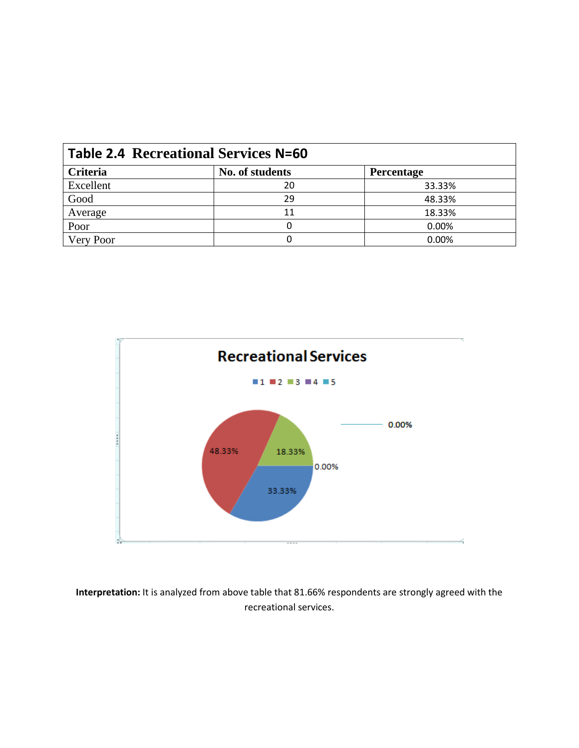| **Table 2.4 Recreational Services N=60** | | |
|---|---|---|
| **Criteria** | **No. of students** | **Percentage** |
| Excellent | 20 | 33.33% |
| Good | 29 | 48.33% |
| Average | 11 | 18.33% |
| Poor | 0 | 0.00% |
| Very Poor | 0 | 0.00% |

**Interpretation:** It is analyzed from above table that 81.66% respondents are strongly agreed with the recreational services.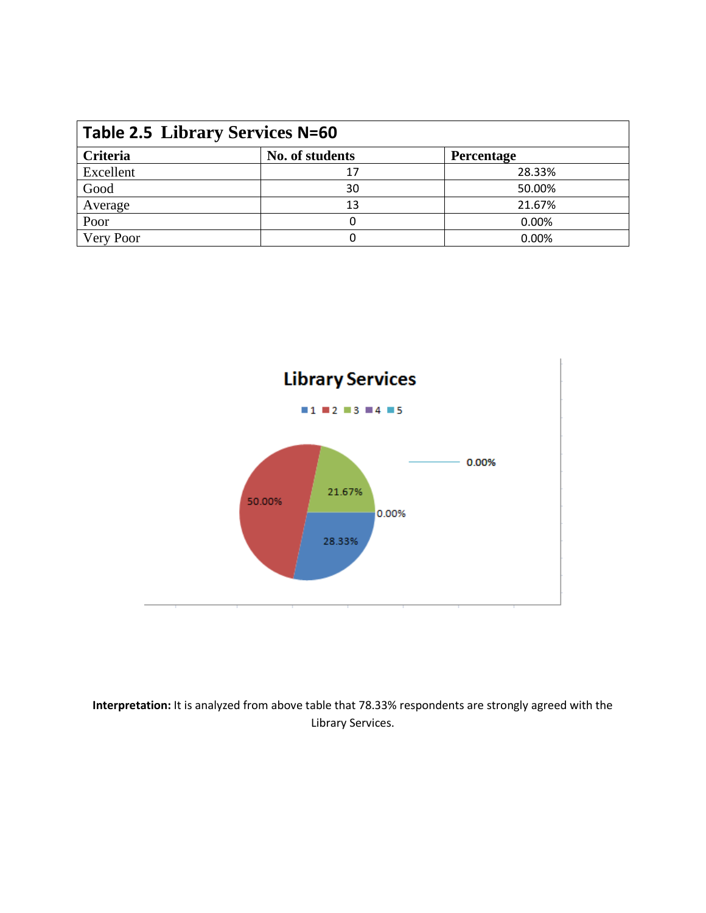| Table 2.5 Library Services N=60 | | |
|---|---|---|
| Criteria | No. of students | Percentage |
| Excellent | 17 | 28.33% |
| Good | 30 | 50.00% |
| Average | 13 | 21.67% |
| Poor | 0 | 0.00% |
| Very Poor | 0 | 0.00% |

**Interpretation:** It is analyzed from above table that 78.33% respondents are strongly agreed with the Library Services.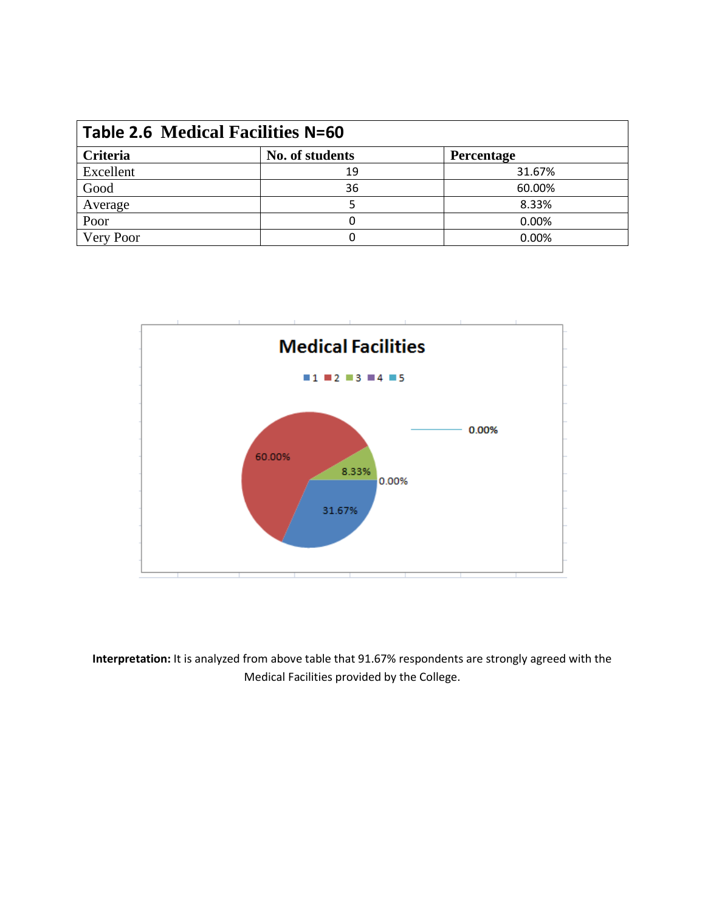| Table 2.6 Medical Facilities N=60 | | |
|---|---|---|
| Criteria | No. of students | Percentage |
| Excellent | 19 | 31.67% |
| Good | 36 | 60.00% |
| Average | 5 | 8.33% |
| Poor | 0 | 0.00% |
| Very Poor | 0 | 0.00% |

**Interpretation:** It is analyzed from above table that 91.67% respondents are strongly agreed with the Medical Facilities provided by the College.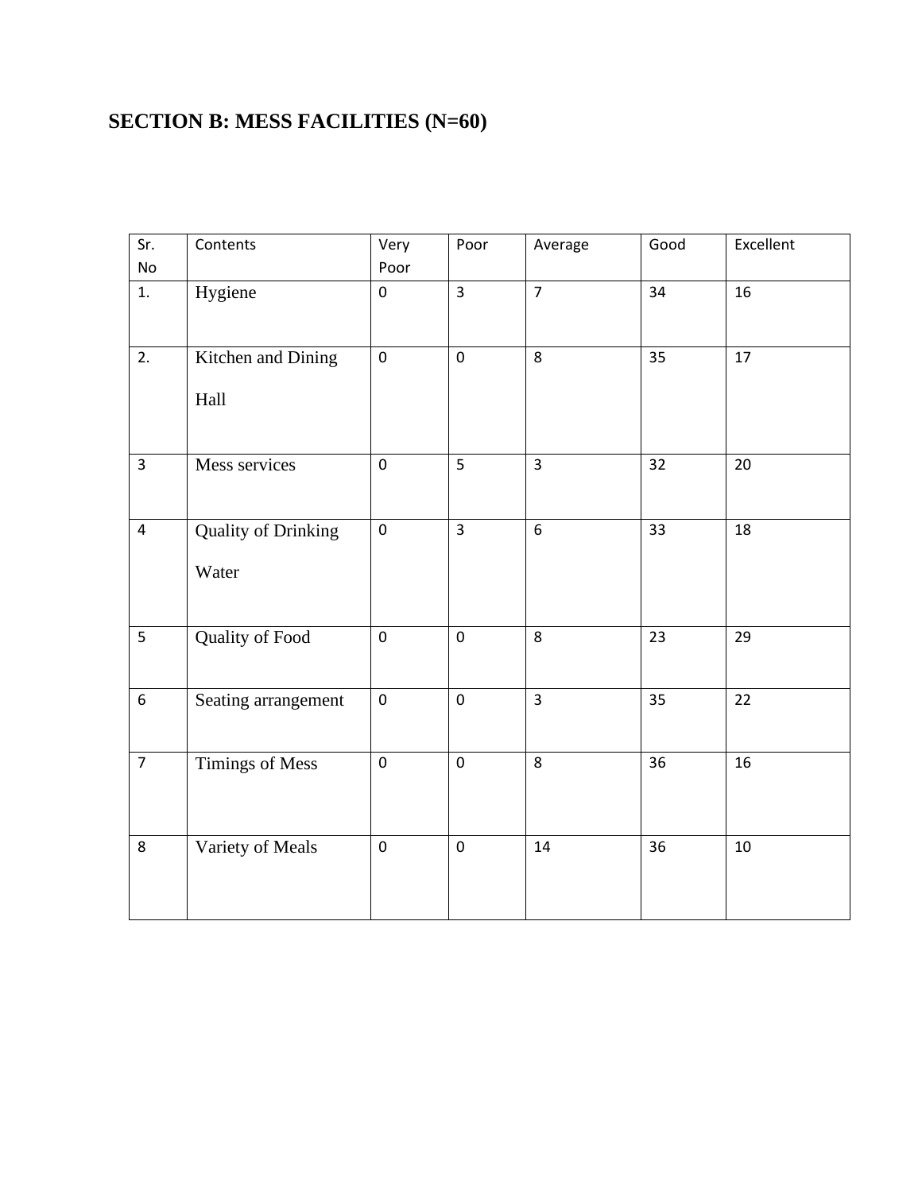## SECTION B: MESS FACILITIES (N=60)

| Sr. No | Contents | Very Poor | Poor | Average | Good | Excellent |
|---|---|---|---|---|---|---|
| 1. | Hygiene | 0 | 3 | 7 | 34 | 16 |
| 2. | Kitchen and Dining Hall | 0 | 0 | 8 | 35 | 17 |
| 3 | Mess services | 0 | 5 | 3 | 32 | 20 |
| 4 | Quality of Drinking Water | 0 | 3 | 6 | 33 | 18 |
| 5 | Quality of Food | 0 | 0 | 8 | 23 | 29 |
| 6 | Seating arrangement | 0 | 0 | 3 | 35 | 22 |
| 7 | Timings of Mess | 0 | 0 | 8 | 36 | 16 |
| 8 | Variety of Meals | 0 | 0 | 14 | 36 | 10 |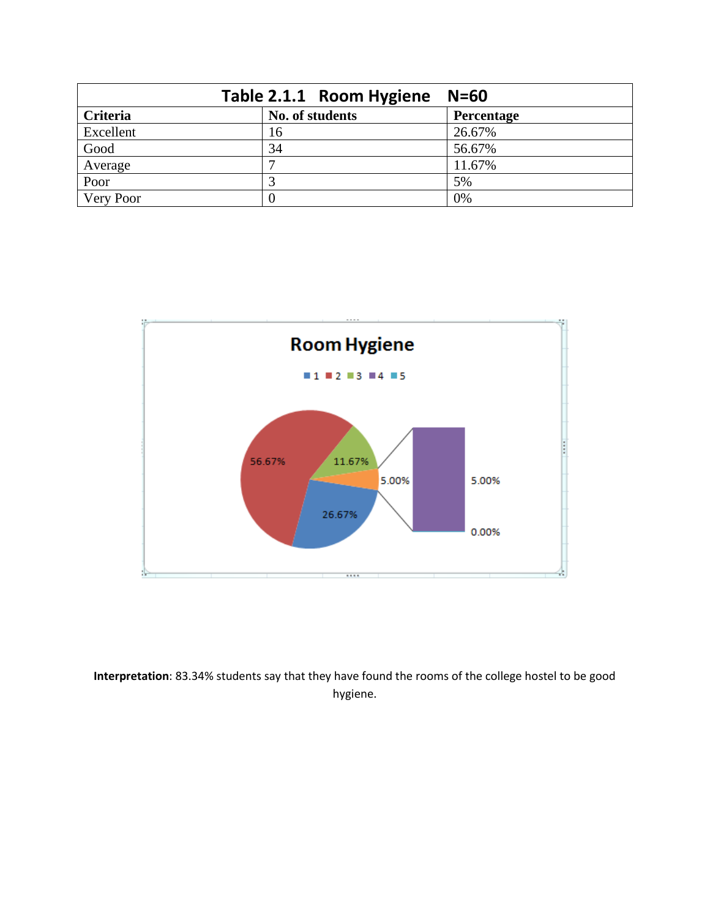| Table 2.1.1 Room Hygiene N=60 | | |
|---|---|---|
| **Criteria** | **No. of students** | **Percentage** |
| Excellent | 16 | 26.67% |
| Good | 34 | 56.67% |
| Average | 7 | 11.67% |
| Poor | 3 | 5% |
| Very Poor | 0 | 0% |

**Interpretation**: 83.34% students say that they have found the rooms of the college hostel to be good hygiene.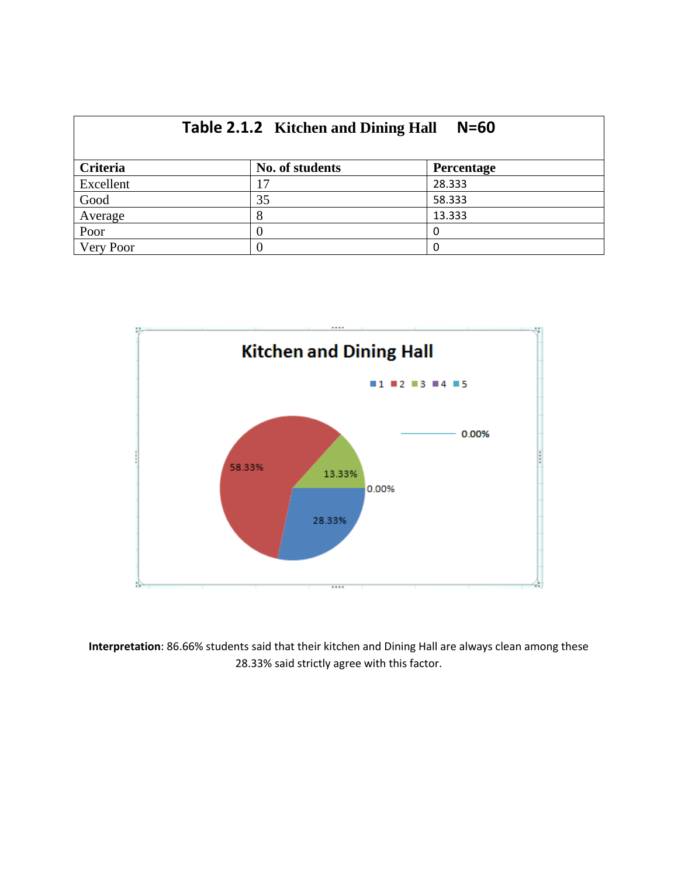**Table 2.1.2 Kitchen and Dining Hall N=60**

| Criteria | No. of students | Percentage |
|---|---|---|
| Excellent | 17 | 28.333 |
| Good | 35 | 58.333 |
| Average | 8 | 13.333 |
| Poor | 0 | 0 |
| Very Poor | 0 | 0 |

**Interpretation**: 86.66% students said that their kitchen and Dining Hall are always clean among these 28.33% said strictly agree with this factor.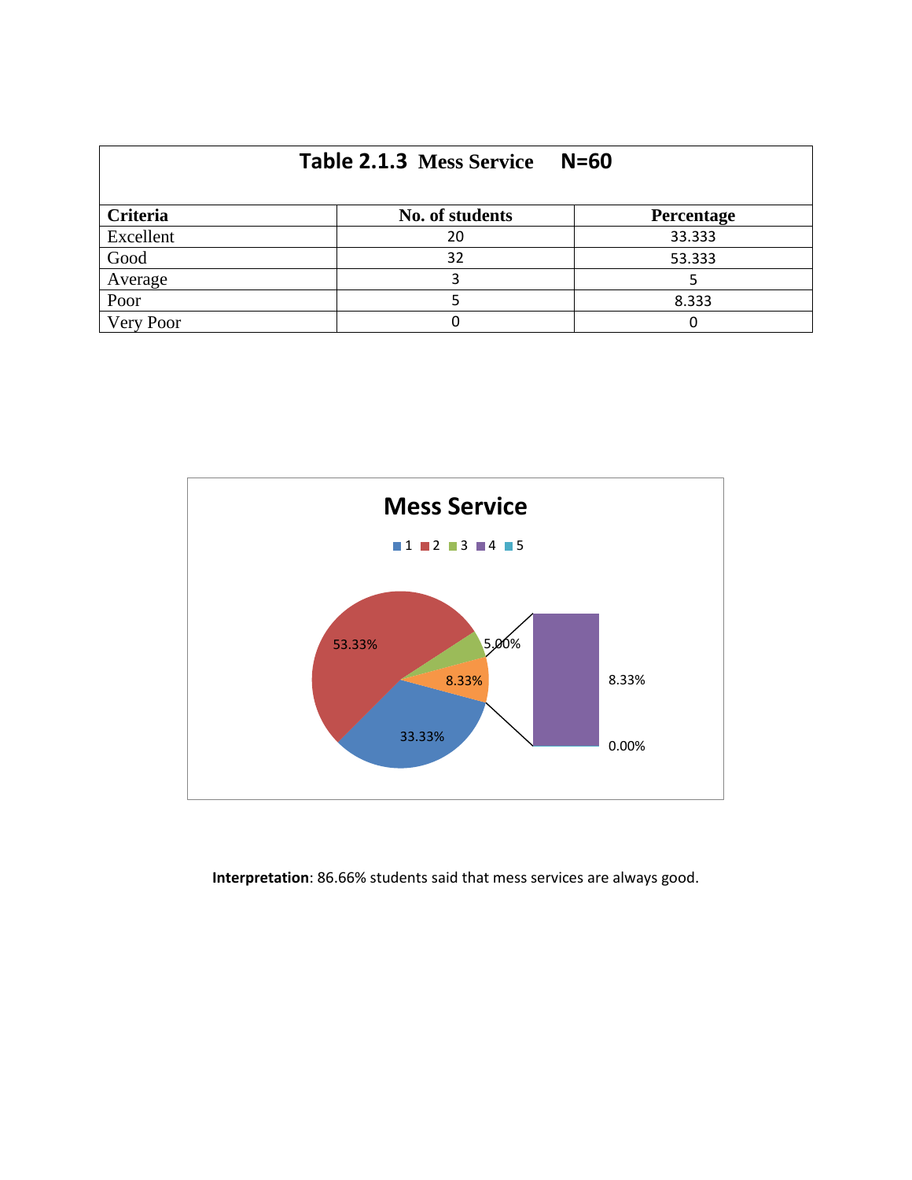| **Table 2.1.3 Mess Service N=60** | | |
|---|---|---|
| **Criteria** | **No. of students** | **Percentage** |
| Excellent | 20 | 33.333 |
| Good | 32 | 53.333 |
| Average | 3 | 5 |
| Poor | 5 | 8.333 |
| Very Poor | 0 | 0 |

**Interpretation**: 86.66% students said that mess services are always good.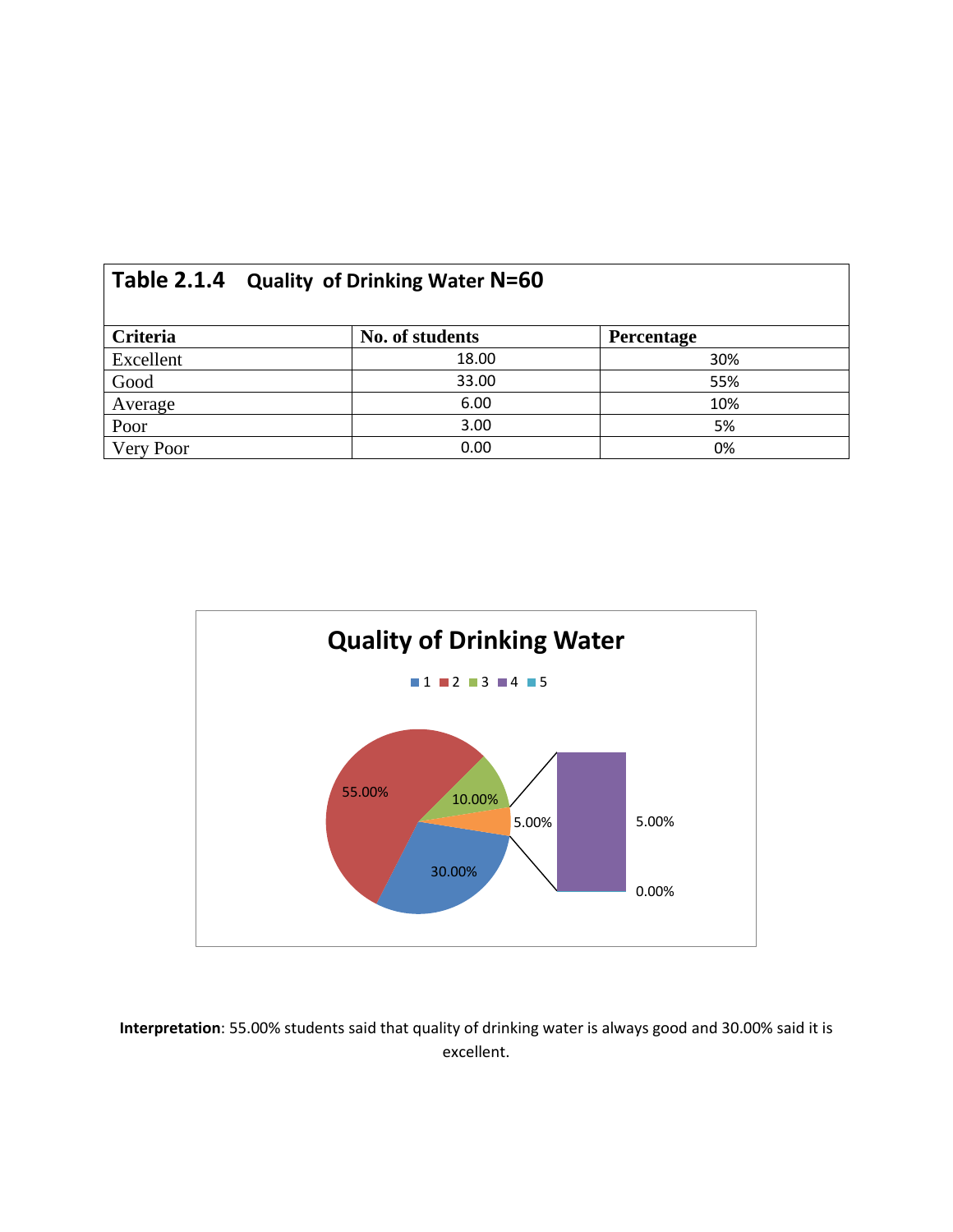| **Table 2.1.4 Quality of Drinking Water N=60** | | |
|---|---|---|
| **Criteria** | **No. of students** | **Percentage** |
| Excellent | 18.00 | 30% |
| Good | 33.00 | 55% |
| Average | 6.00 | 10% |
| Poor | 3.00 | 5% |
| Very Poor | 0.00 | 0% |

**Quality of Drinking Water**

1 2 3 4 5

55.00%

10.00%

5.00%

30.00%

5.00%

0.00%

**Interpretation**: 55.00% students said that quality of drinking water is always good and 30.00% said it is excellent.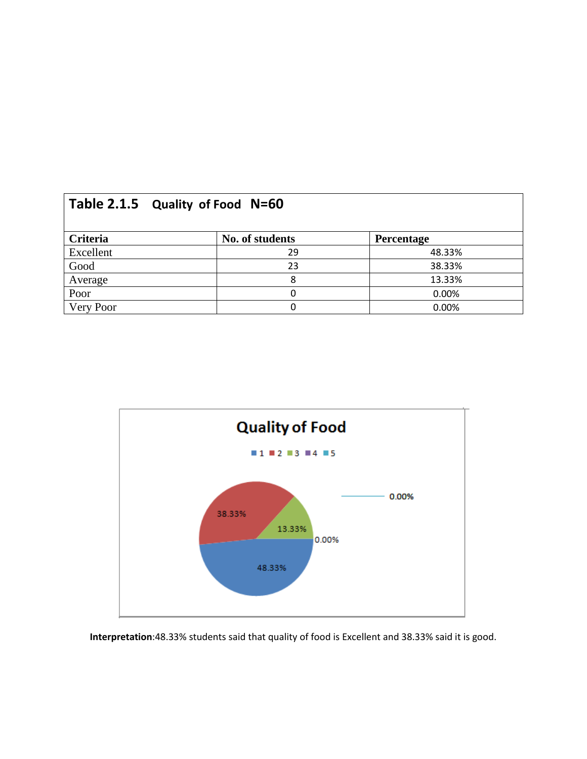**Table 2.1.5 Quality of Food N=60**

| Criteria | No. of students | Percentage |
|---|---|---|
| Excellent | 29 | 48.33% |
| Good | 23 | 38.33% |
| Average | 8 | 13.33% |
| Poor | 0 | 0.00% |
| Very Poor | 0 | 0.00% |

**Interpretation**:48.33% students said that quality of food is Excellent and 38.33% said it is good.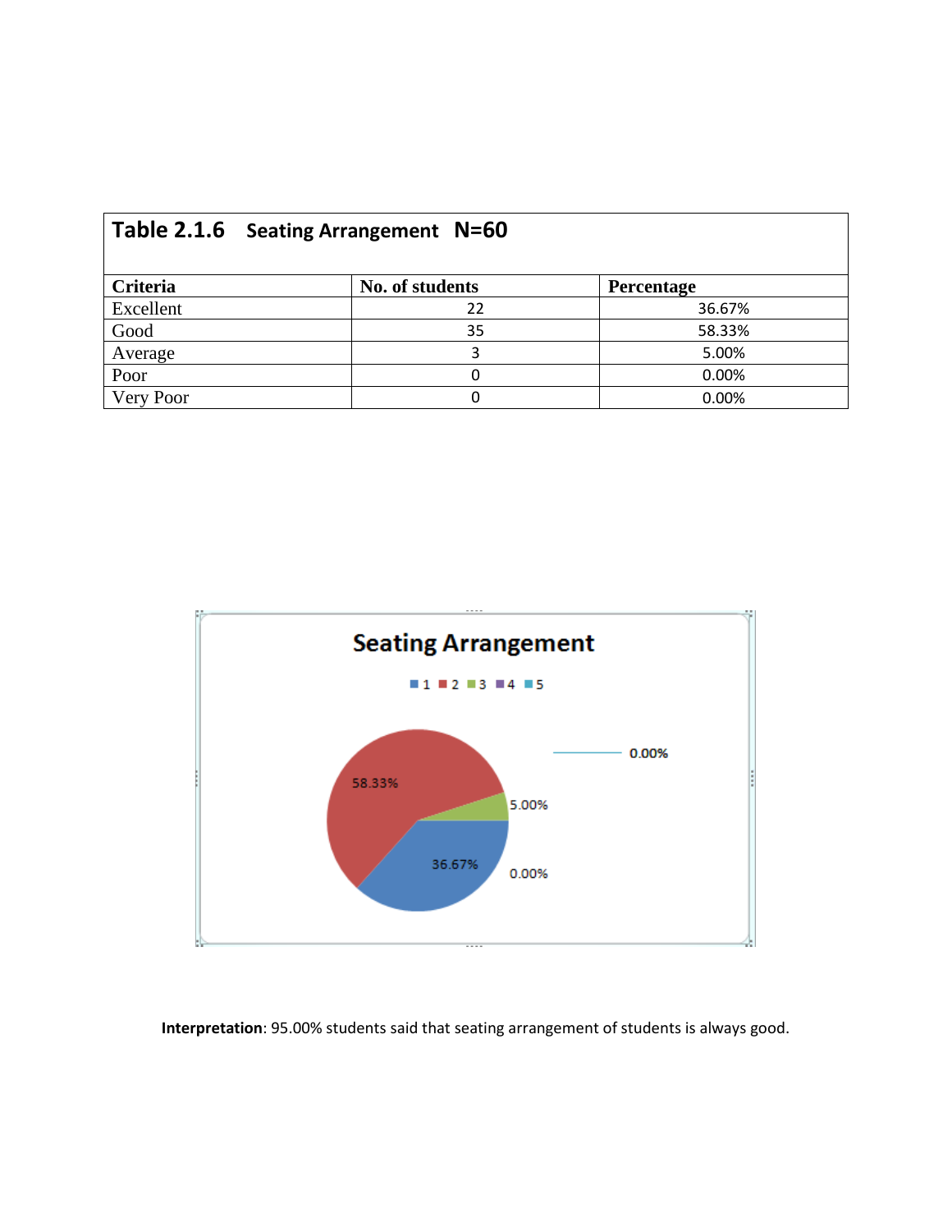**Table 2.1.6 Seating Arrangement N=60**

| Criteria | No. of students | Percentage |
|---|---|---|
| Excellent | 22 | 36.67% |
| Good | 35 | 58.33% |
| Average | 3 | 5.00% |
| Poor | 0 | 0.00% |
| Very Poor | 0 | 0.00% |

**Interpretation**: 95.00% students said that seating arrangement of students is always good.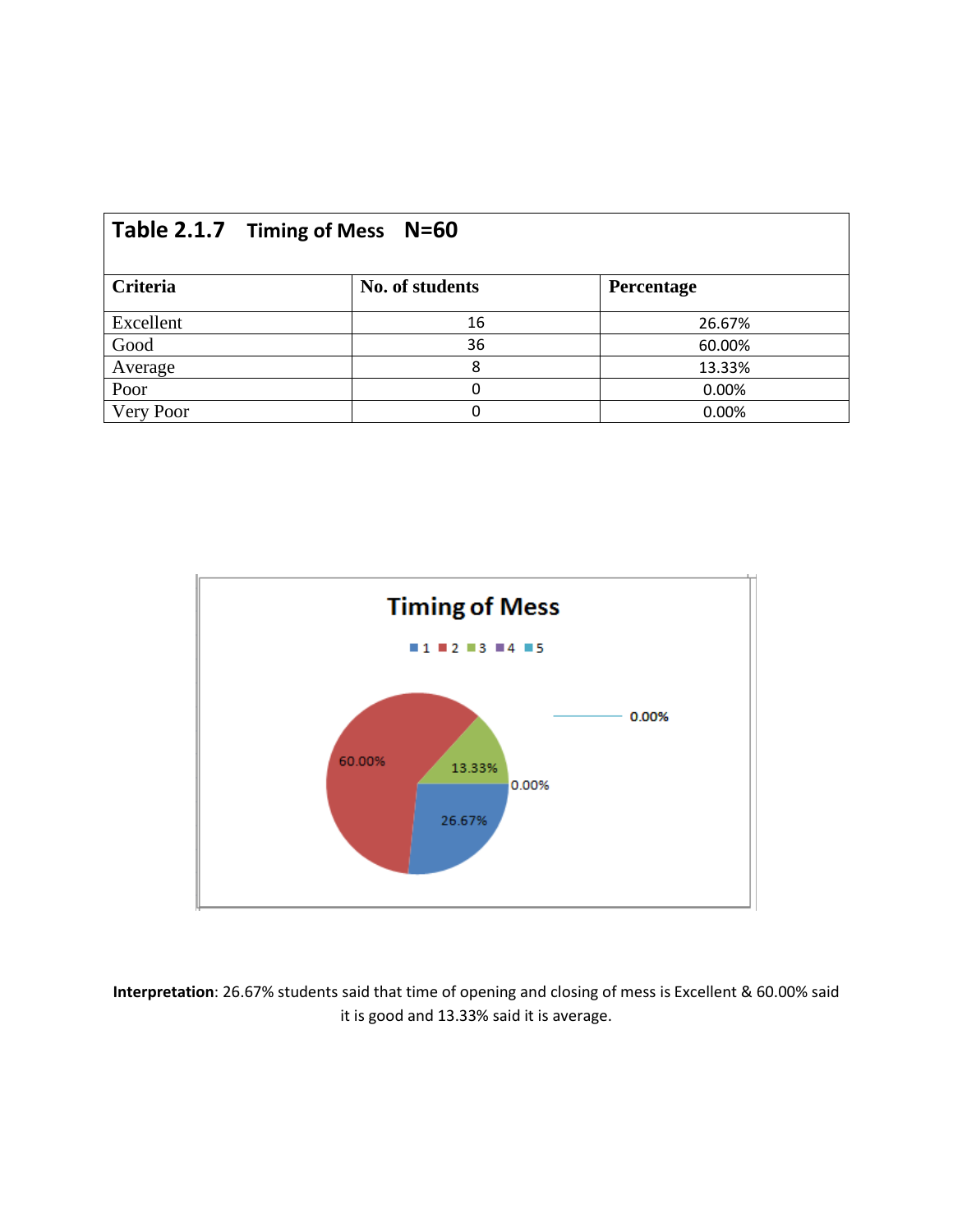| Table 2.1.7 Timing of Mess N=60 | | |
|---|---|---|
| **Criteria** | **No. of students** | **Percentage** |
| Excellent | 16 | 26.67% |
| Good | 36 | 60.00% |
| Average | 8 | 13.33% |
| Poor | 0 | 0.00% |
| Very Poor | 0 | 0.00% |

**Interpretation**: 26.67% students said that time of opening and closing of mess is Excellent & 60.00% said it is good and 13.33% said it is average.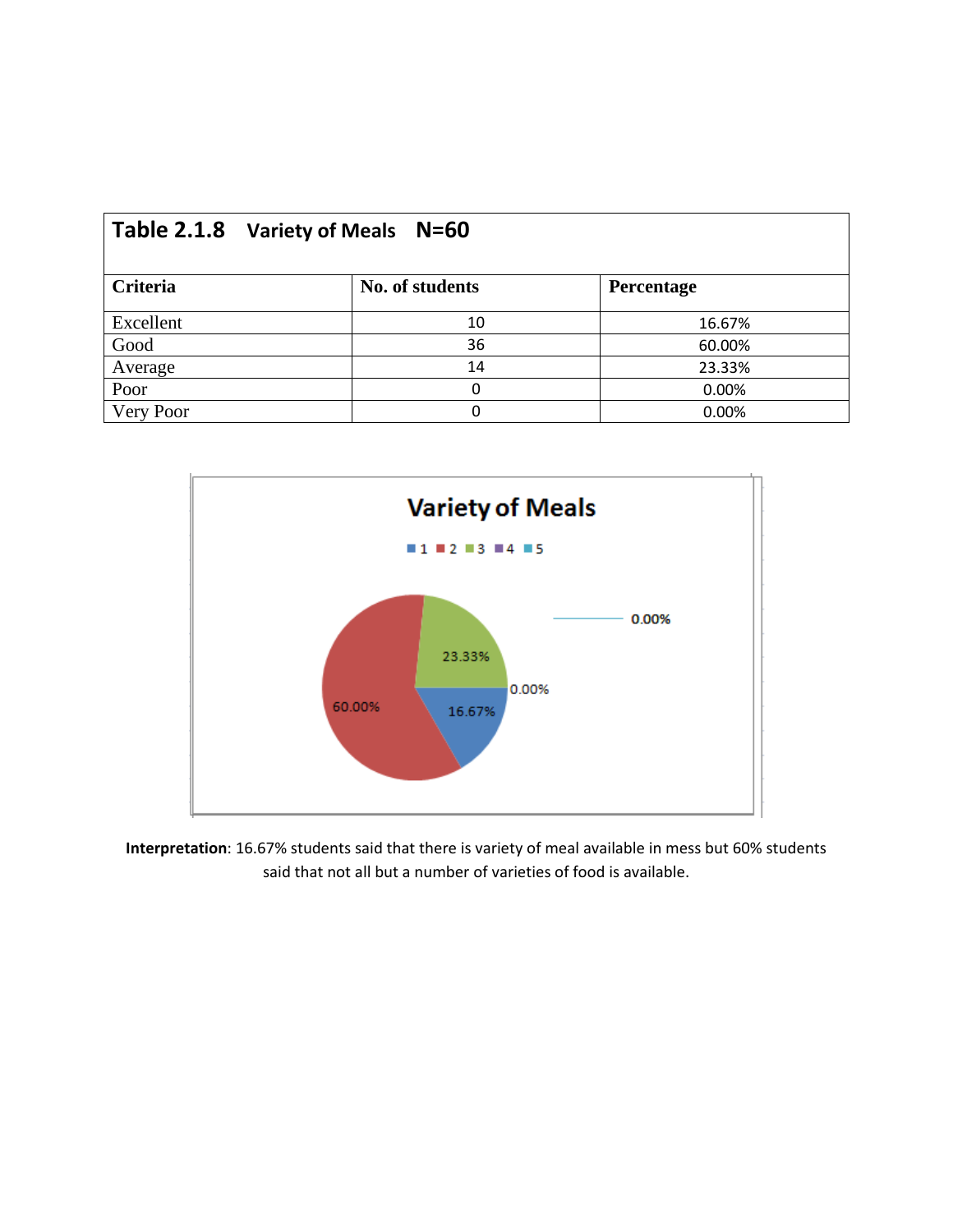| **Table 2.1.8 Variety of Meals N=60** | | |
|---|---|---|
| **Criteria** | **No. of students** | **Percentage** |
| Excellent | 10 | 16.67% |
| Good | 36 | 60.00% |
| Average | 14 | 23.33% |
| Poor | 0 | 0.00% |
| Very Poor | 0 | 0.00% |

**Interpretation**: 16.67% students said that there is variety of meal available in mess but 60% students said that not all but a number of varieties of food is available.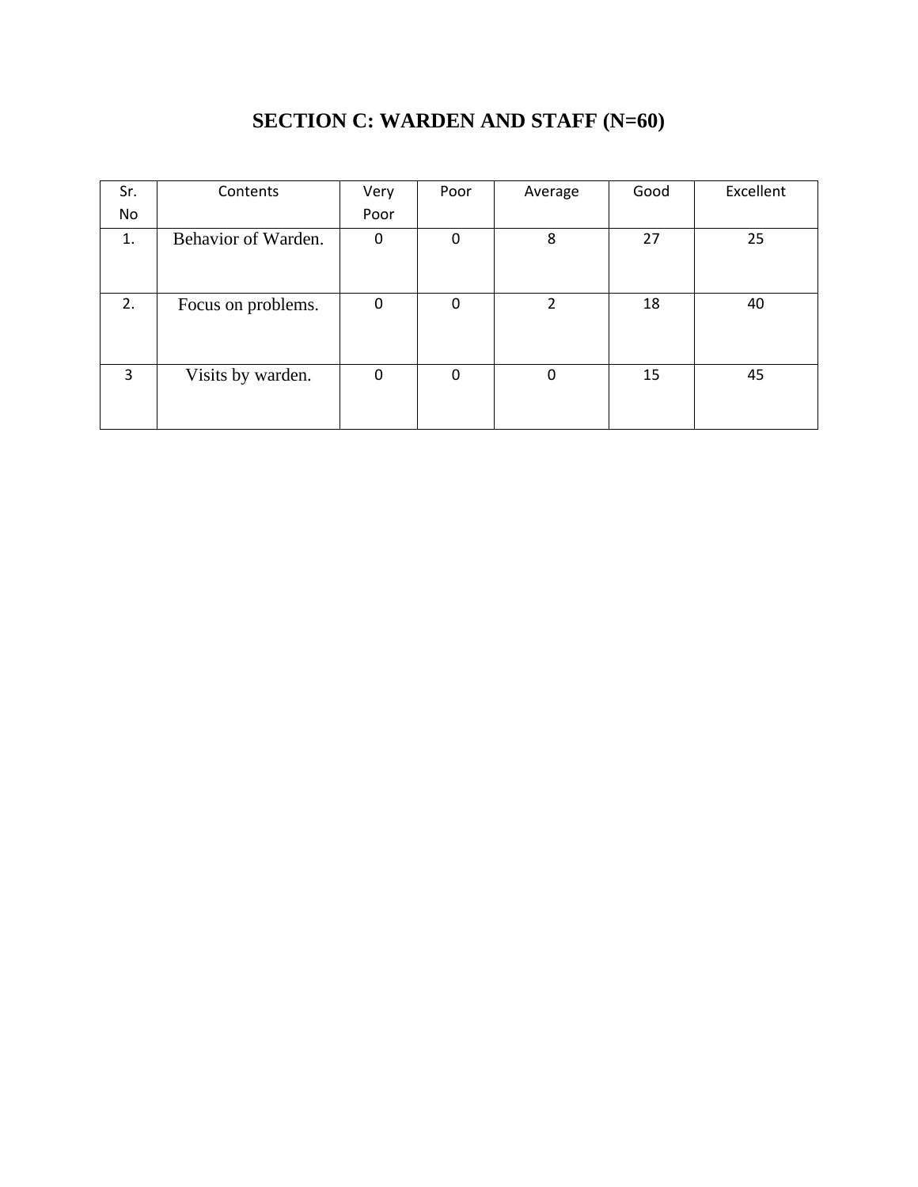## SECTION C: WARDEN AND STAFF (N=60)

| Sr. No | Contents | Very Poor | Poor | Average | Good | Excellent |
|---|---|---|---|---|---|---|
| 1. | Behavior of Warden. | 0 | 0 | 8 | 27 | 25 |
| 2. | Focus on problems. | 0 | 0 | 2 | 18 | 40 |
| 3 | Visits by warden. | 0 | 0 | 0 | 15 | 45 |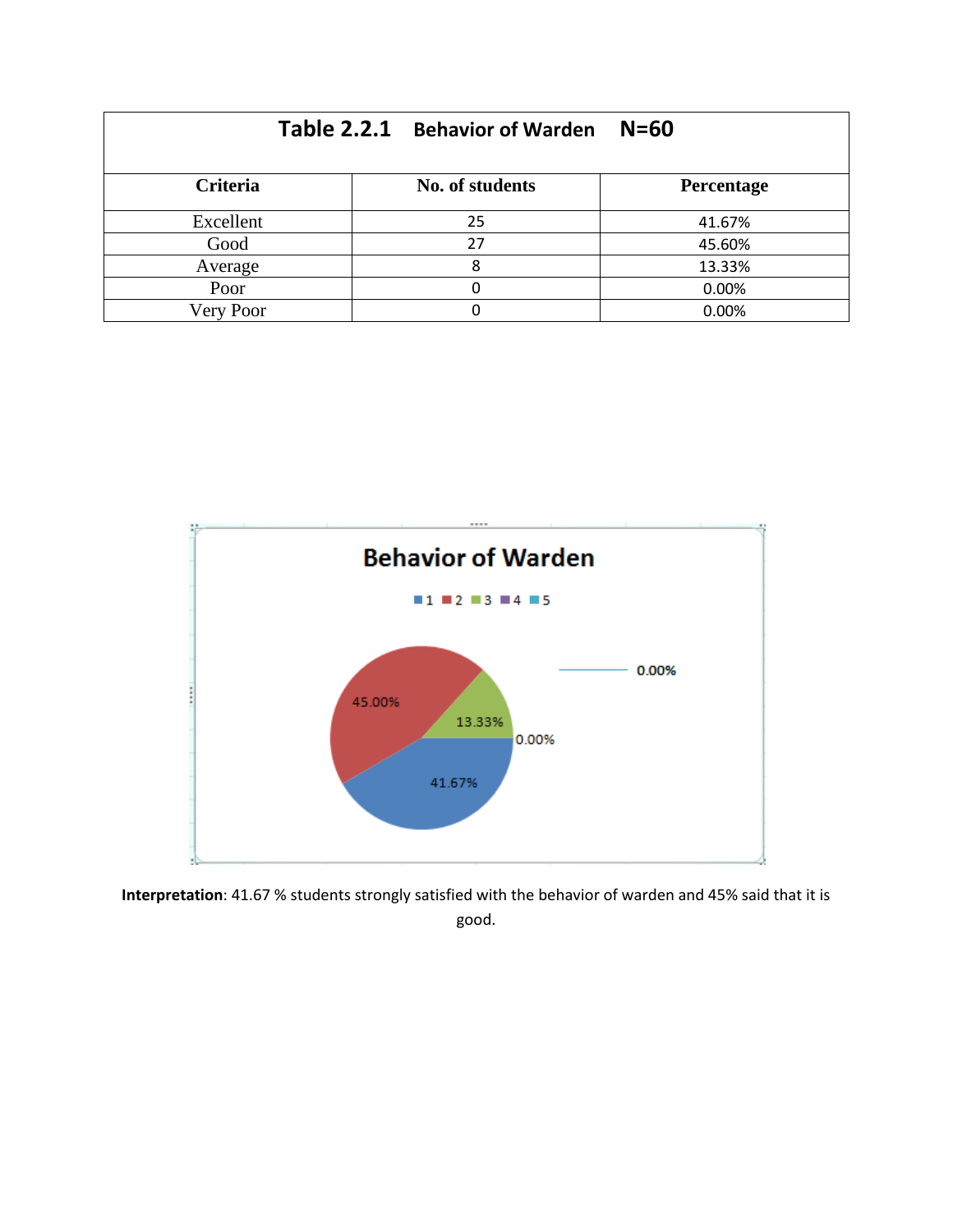| Table 2.2.1 Behavior of Warden N=60 | | |
|---|---|---|
| **Criteria** | **No. of students** | **Percentage** |
| Excellent | 25 | 41.67% |
| Good | 27 | 45.60% |
| Average | 8 | 13.33% |
| Poor | 0 | 0.00% |
| Very Poor | 0 | 0.00% |

**Behavior of Warden**

1 2 3 4 5

45.00% 13.33% 0.00% 41.67% 0.00%

**Interpretation**: 41.67 % students strongly satisfied with the behavior of warden and 45% said that it is good.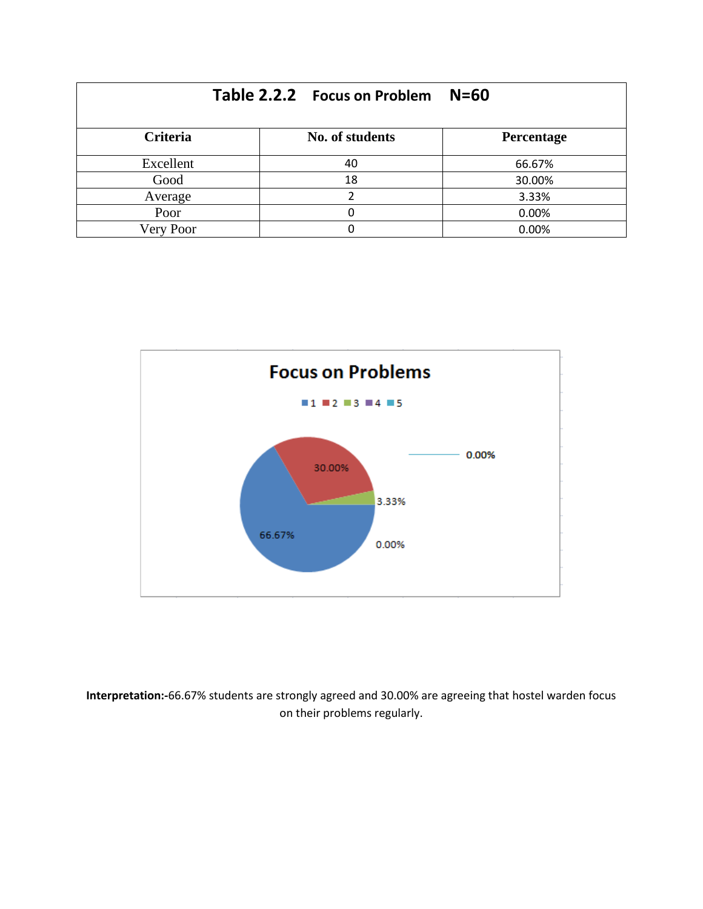| Table 2.2.2 Focus on Problem N=60 | | |
|---|---|---|
| **Criteria** | **No. of students** | **Percentage** |
| Excellent | 40 | 66.67% |
| Good | 18 | 30.00% |
| Average | 2 | 3.33% |
| Poor | 0 | 0.00% |
| Very Poor | 0 | 0.00% |

**Interpretation:-**66.67% students are strongly agreed and 30.00% are agreeing that hostel warden focus on their problems regularly.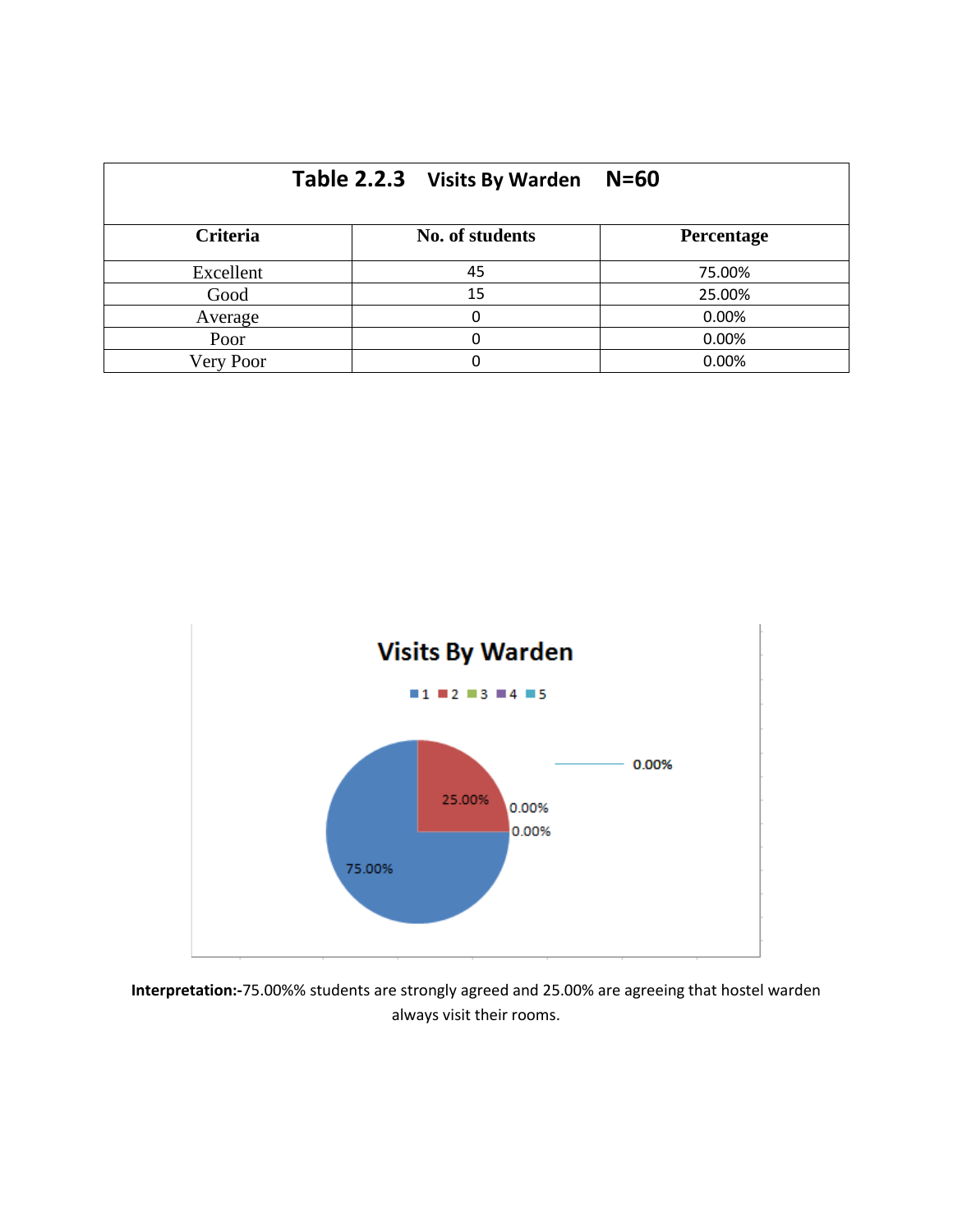| Table 2.2.3 Visits By Warden N=60 | | |
|---|---|---|
| **Criteria** | **No. of students** | **Percentage** |
| Excellent | 45 | 75.00% |
| Good | 15 | 25.00% |
| Average | 0 | 0.00% |
| Poor | 0 | 0.00% |
| Very Poor | 0 | 0.00% |

**Interpretation:-**75.00%% students are strongly agreed and 25.00% are agreeing that hostel warden always visit their rooms.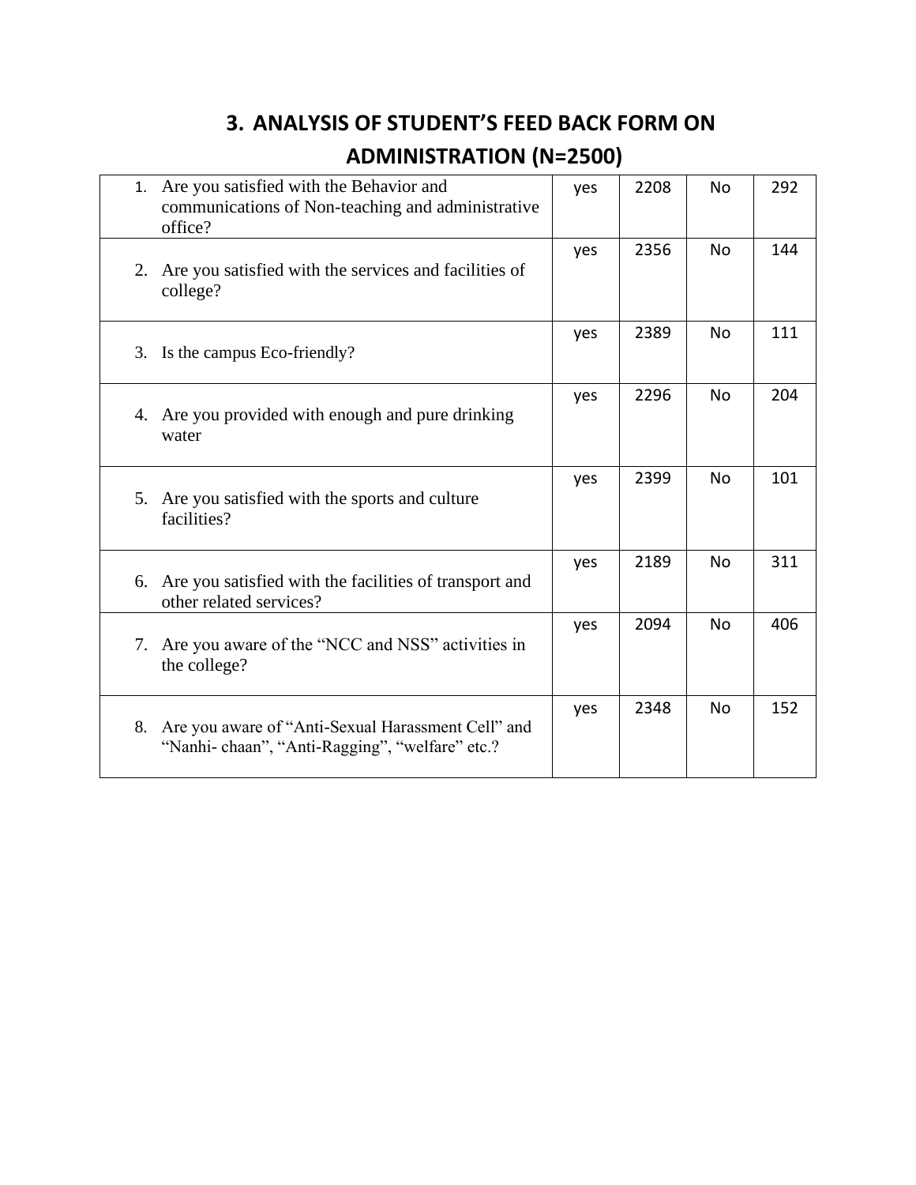# 3. ANALYSIS OF STUDENT'S FEED BACK FORM ON ADMINISTRATION (N=2500)

| Question | | | | |
|---|---|---|---|---|
| 1. Are you satisfied with the Behavior and communications of Non-teaching and administrative office? | yes | 2208 | No | 292 |
| 2. Are you satisfied with the services and facilities of college? | yes | 2356 | No | 144 |
| 3. Is the campus Eco-friendly? | yes | 2389 | No | 111 |
| 4. Are you provided with enough and pure drinking water | yes | 2296 | No | 204 |
| 5. Are you satisfied with the sports and culture facilities? | yes | 2399 | No | 101 |
| 6. Are you satisfied with the facilities of transport and other related services? | yes | 2189 | No | 311 |
| 7. Are you aware of the "NCC and NSS" activities in the college? | yes | 2094 | No | 406 |
| 8. Are you aware of "Anti-Sexual Harassment Cell" and "Nanhi- chaan", "Anti-Ragging", "welfare" etc.? | yes | 2348 | No | 152 |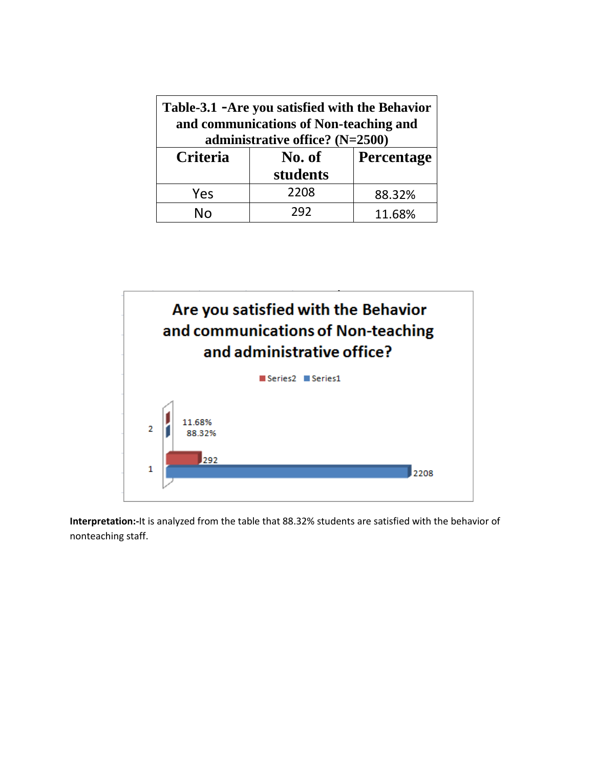| Table-3.1 -Are you satisfied with the Behavior and communications of Non-teaching and administrative office? (N=2500) | | |
|---|---|---|
| **Criteria** | **No. of students** | **Percentage** |
| Yes | 2208 | 88.32% |
| No | 292 | 11.68% |

**Interpretation:-**It is analyzed from the table that 88.32% students are satisfied with the behavior of nonteaching staff.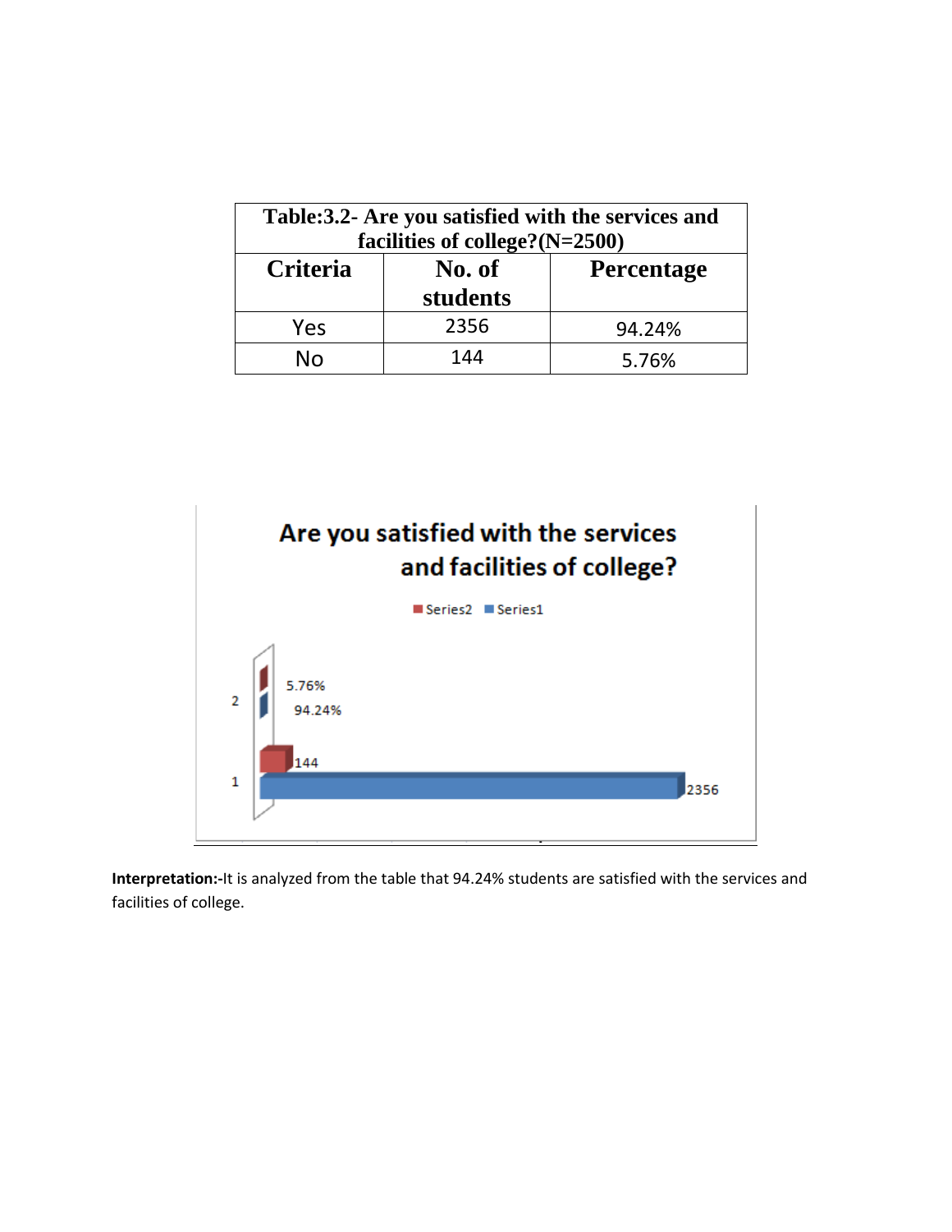| Table:3.2- Are you satisfied with the services and facilities of college?(N=2500) | | |
|---|---|---|
| **Criteria** | **No. of students** | **Percentage** |
| Yes | 2356 | 94.24% |
| No | 144 | 5.76% |

**Interpretation:-**It is analyzed from the table that 94.24% students are satisfied with the services and facilities of college.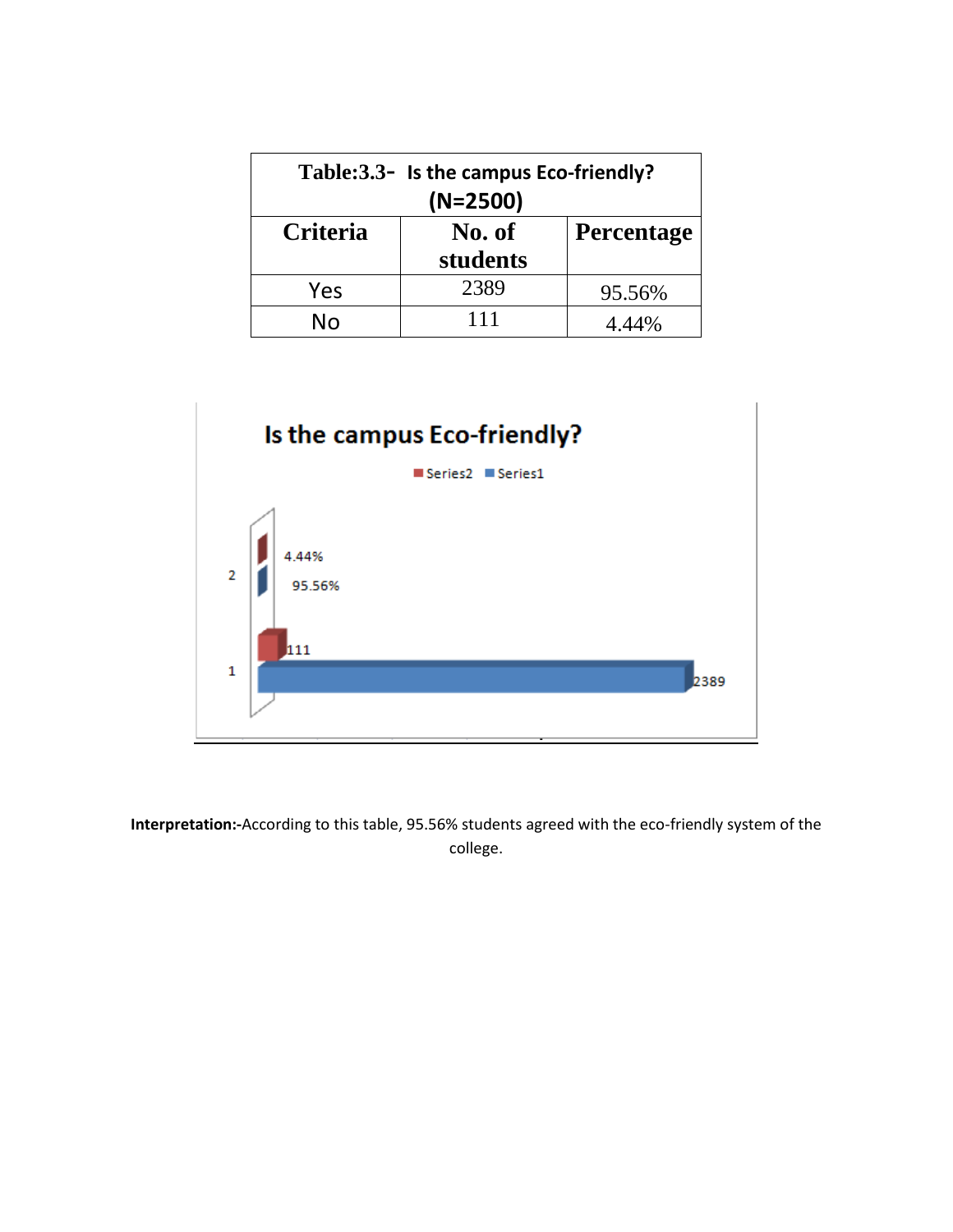| Table:3.3- Is the campus Eco-friendly? (N=2500) | | |
|---|---|---|
| Criteria | No. of students | Percentage |
| Yes | 2389 | 95.56% |
| No | 111 | 4.44% |

**Interpretation:-**According to this table, 95.56% students agreed with the eco-friendly system of the college.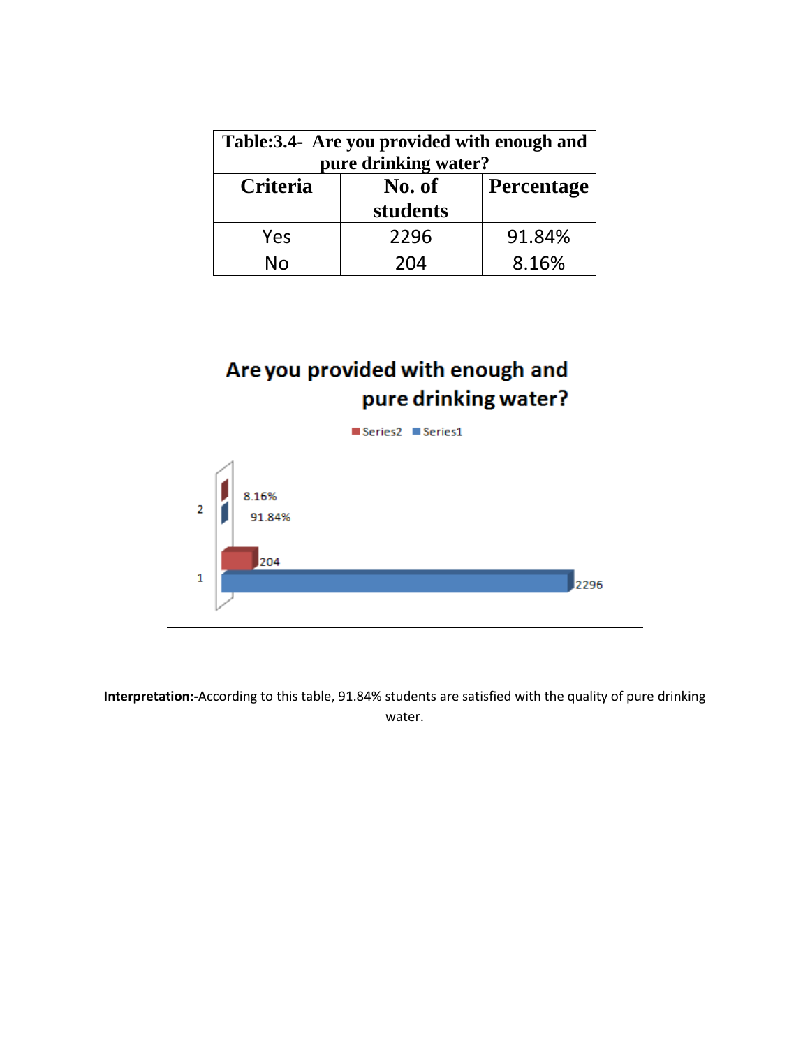| Table:3.4- Are you provided with enough and pure drinking water? | | |
|---|---|---|
| **Criteria** | **No. of students** | **Percentage** |
| Yes | 2296 | 91.84% |
| No | 204 | 8.16% |

**Interpretation:-**According to this table, 91.84% students are satisfied with the quality of pure drinking water.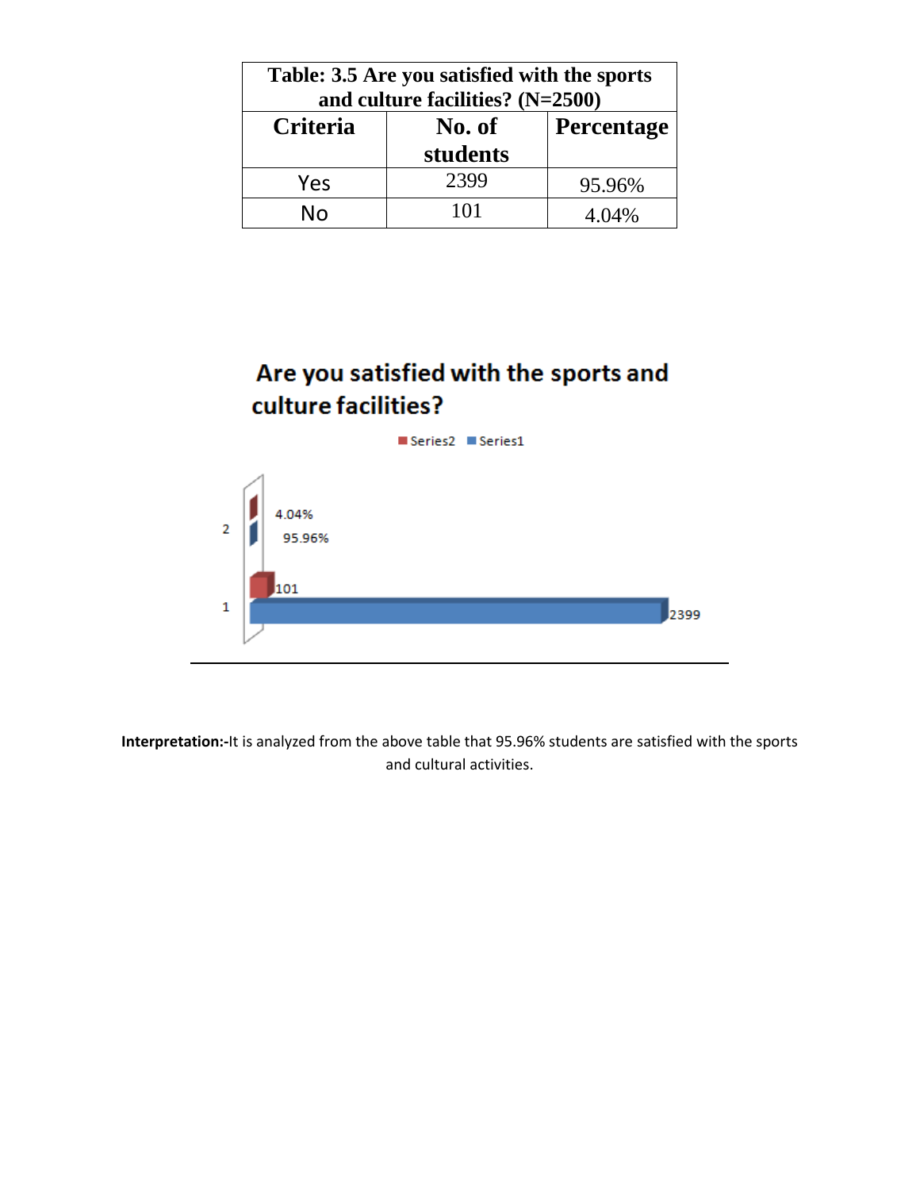| Table: 3.5 Are you satisfied with the sports and culture facilities? (N=2500) | | |
|---|---|---|
| **Criteria** | **No. of students** | **Percentage** |
| Yes | 2399 | 95.96% |
| No | 101 | 4.04% |

**Interpretation:-**It is analyzed from the above table that 95.96% students are satisfied with the sports and cultural activities.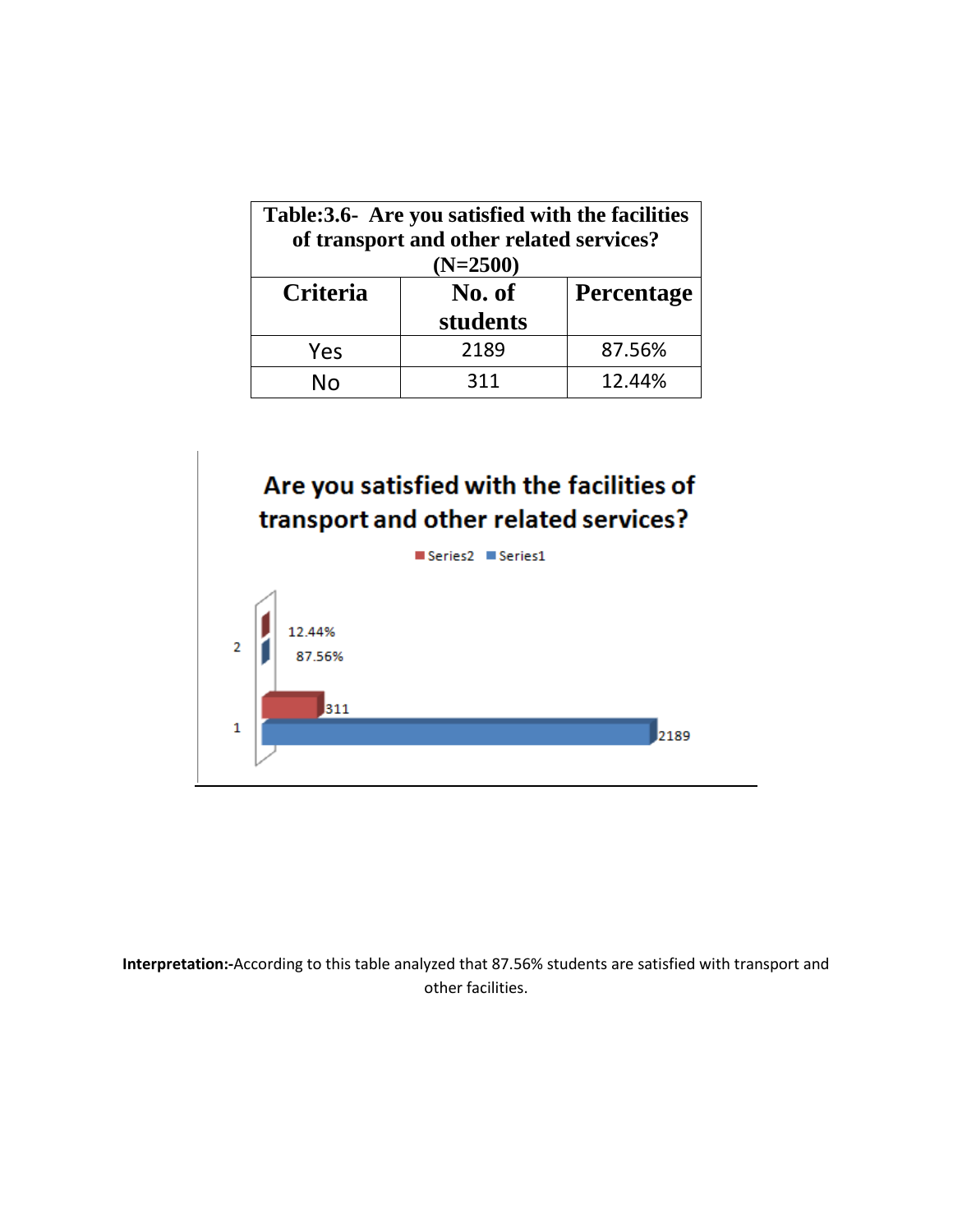| Table:3.6- Are you satisfied with the facilities of transport and other related services? (N=2500) | | |
|---|---|---|
| **Criteria** | **No. of students** | **Percentage** |
| Yes | 2189 | 87.56% |
| No | 311 | 12.44% |

**Are you satisfied with the facilities of transport and other related services?**

Series2 Series1

| | Series1 | Series2 |
|---|---|---|
| 1 | 2189 | 311 |
| 2 | 87.56% | 12.44% |

**Interpretation:-**According to this table analyzed that 87.56% students are satisfied with transport and other facilities.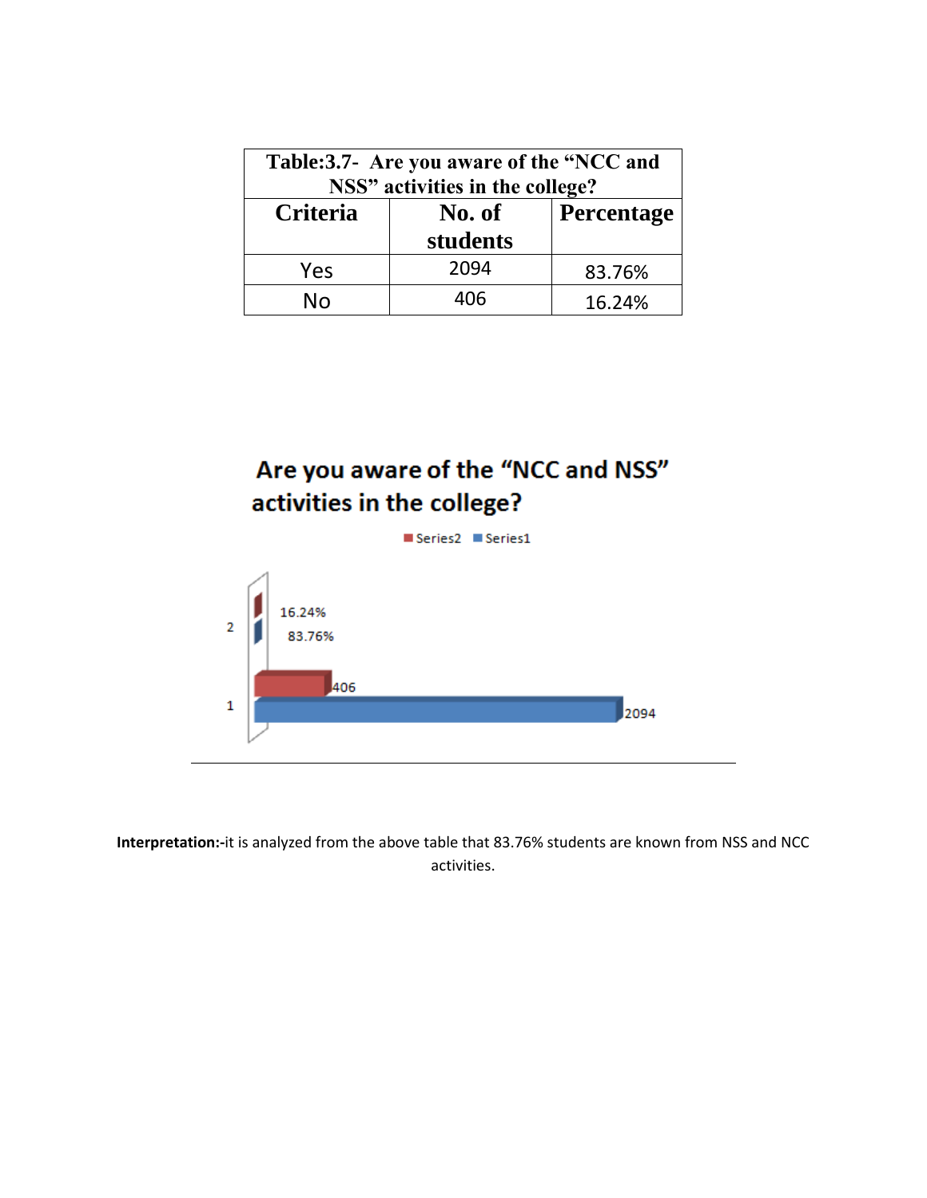| Table:3.7- Are you aware of the "NCC and NSS" activities in the college? | | |
|---|---|---|
| **Criteria** | **No. of students** | **Percentage** |
| Yes | 2094 | 83.76% |
| No | 406 | 16.24% |

**Are you aware of the "NCC and NSS" activities in the college?**

**Interpretation:-**it is analyzed from the above table that 83.76% students are known from NSS and NCC activities.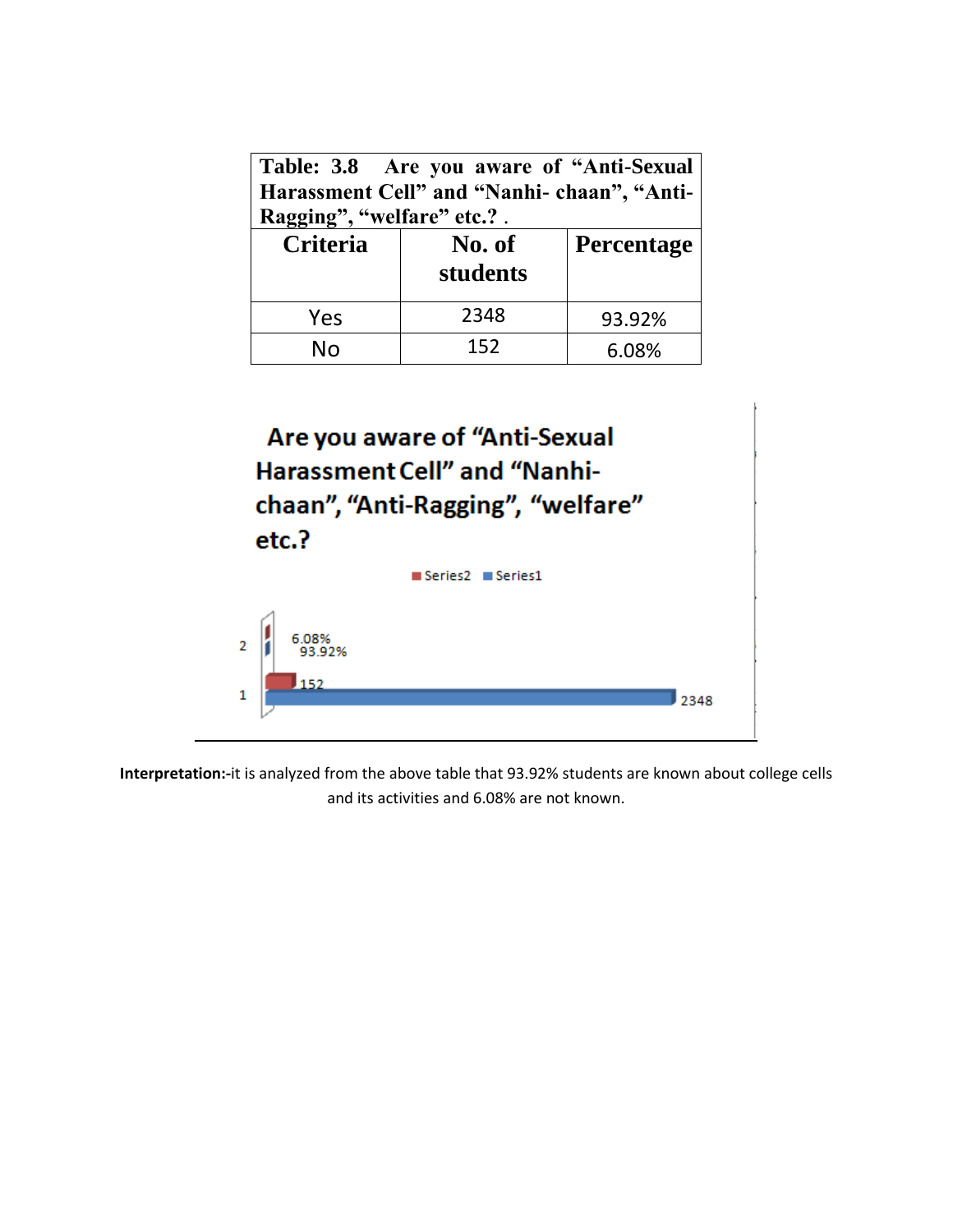| Table: 3.8 Are you aware of "Anti-Sexual Harassment Cell" and "Nanhi- chaan", "Anti-Ragging", "welfare" etc.? . | | |
|---|---|---|
| **Criteria** | **No. of students** | **Percentage** |
| Yes | 2348 | 93.92% |
| No | 152 | 6.08% |

**Are you aware of "Anti-Sexual Harassment Cell" and "Nanhi-chaan", "Anti-Ragging", "welfare" etc.?**

Series2 Series1

2 — 6.08%, 93.92%

1 — 152, 2348

**Interpretation:-**it is analyzed from the above table that 93.92% students are known about college cells and its activities and 6.08% are not known.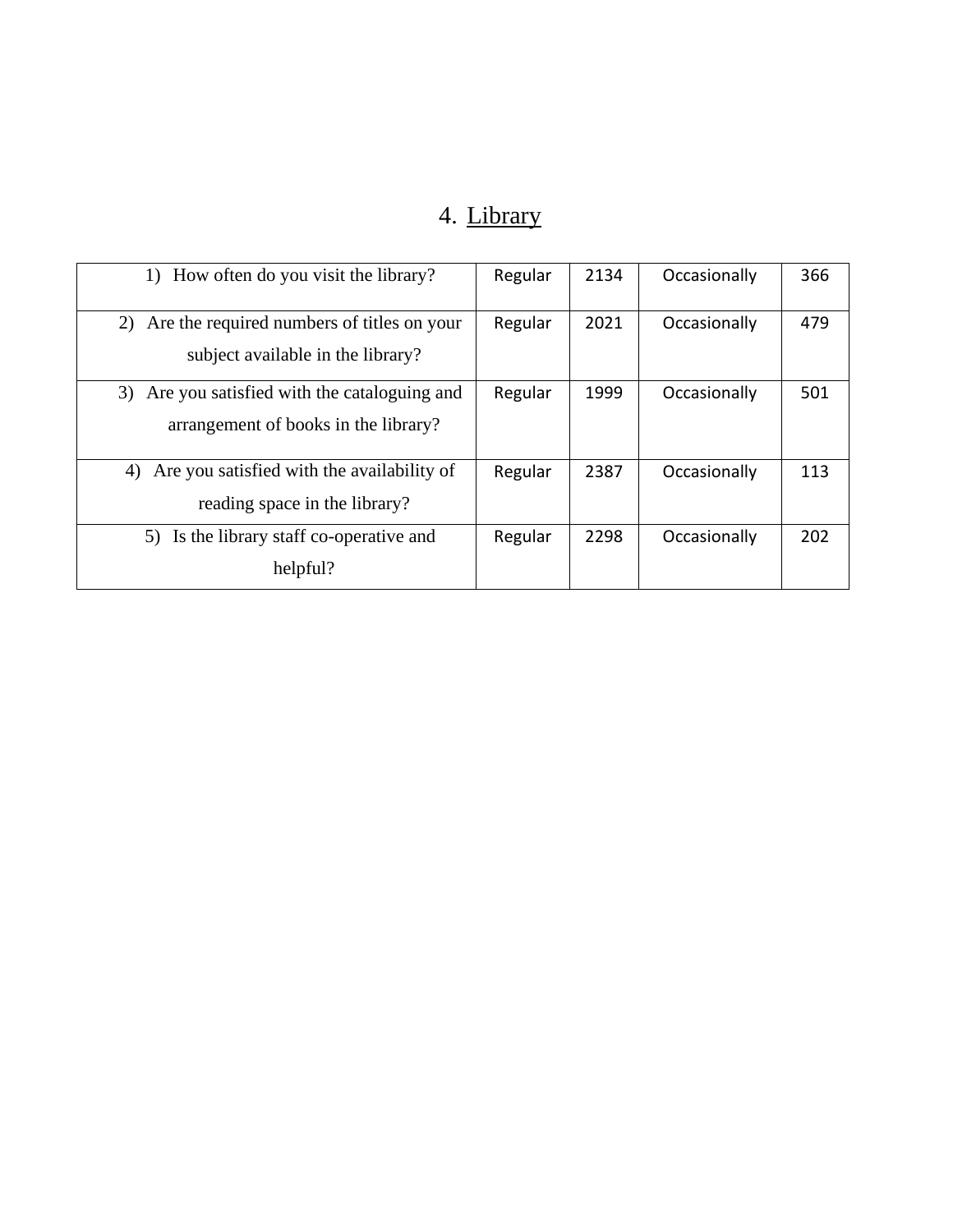## 4. Library

| | | | | |
|---|---|---|---|---|
| 1) How often do you visit the library? | Regular | 2134 | Occasionally | 366 |
| 2) Are the required numbers of titles on your subject available in the library? | Regular | 2021 | Occasionally | 479 |
| 3) Are you satisfied with the cataloguing and arrangement of books in the library? | Regular | 1999 | Occasionally | 501 |
| 4) Are you satisfied with the availability of reading space in the library? | Regular | 2387 | Occasionally | 113 |
| 5) Is the library staff co-operative and helpful? | Regular | 2298 | Occasionally | 202 |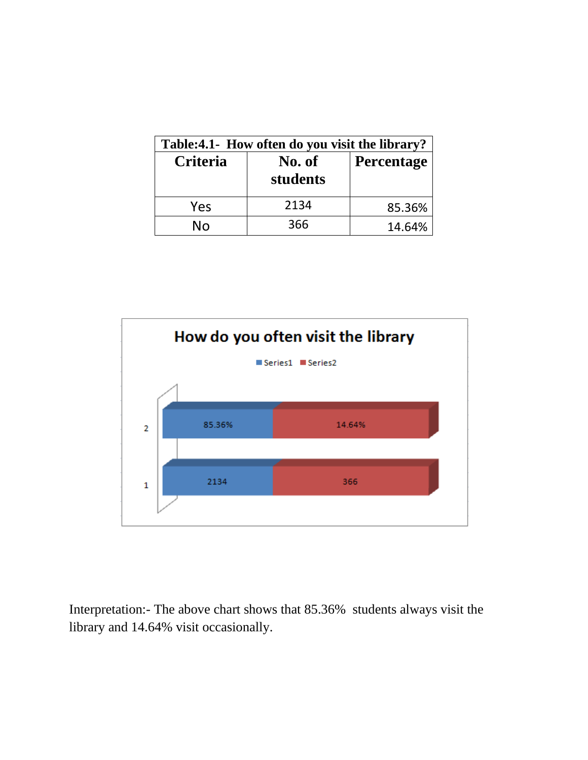| Table:4.1- How often do you visit the library? | | |
|---|---|---|
| **Criteria** | **No. of students** | **Percentage** |
| Yes | 2134 | 85.36% |
| No | 366 | 14.64% |

Interpretation:- The above chart shows that 85.36% students always visit the library and 14.64% visit occasionally.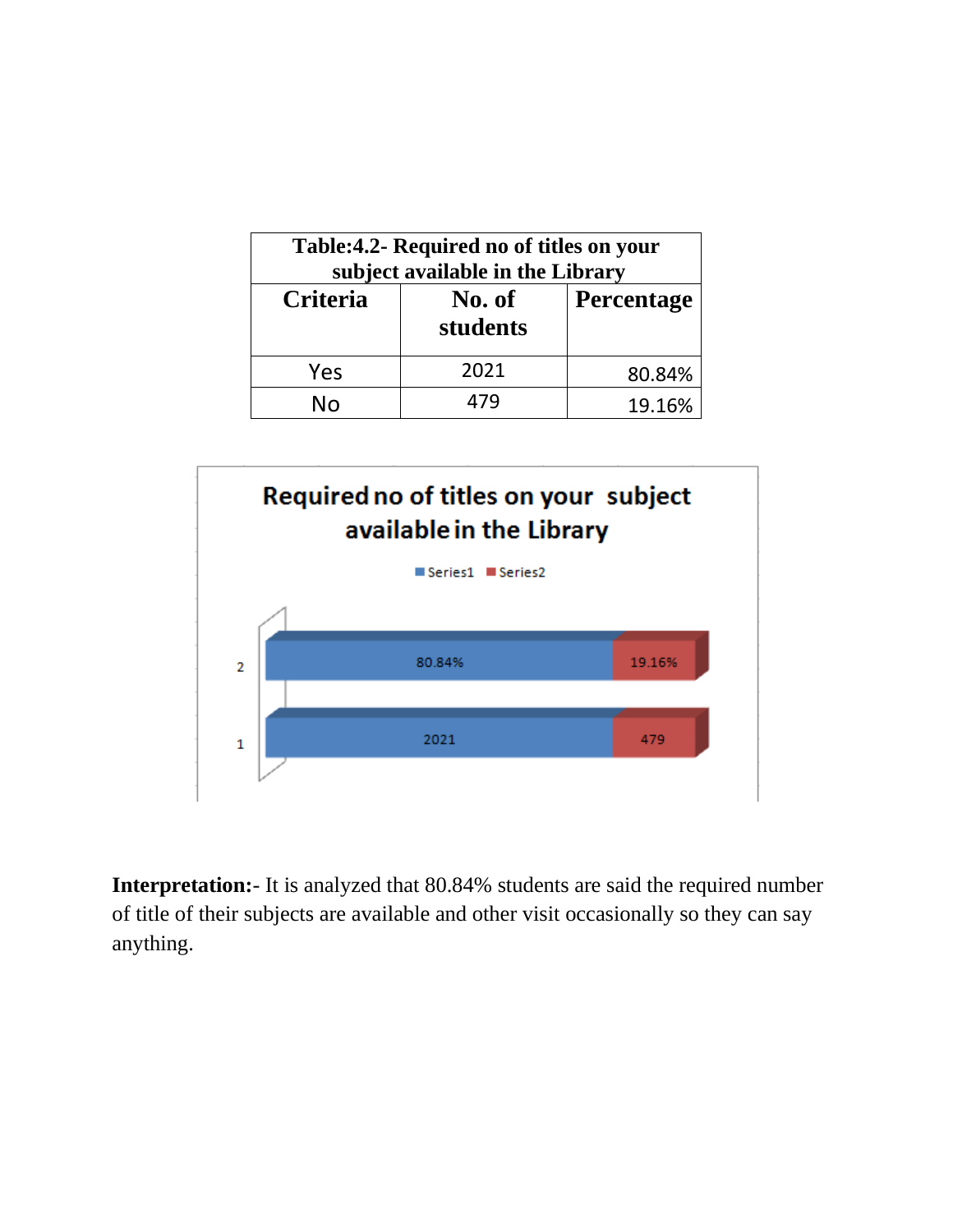| Table:4.2- Required no of titles on your subject available in the Library | | |
|---|---|---|
| **Criteria** | **No. of students** | **Percentage** |
| Yes | 2021 | 80.84% |
| No | 479 | 19.16% |

**Interpretation:**- It is analyzed that 80.84% students are said the required number of title of their subjects are available and other visit occasionally so they can say anything.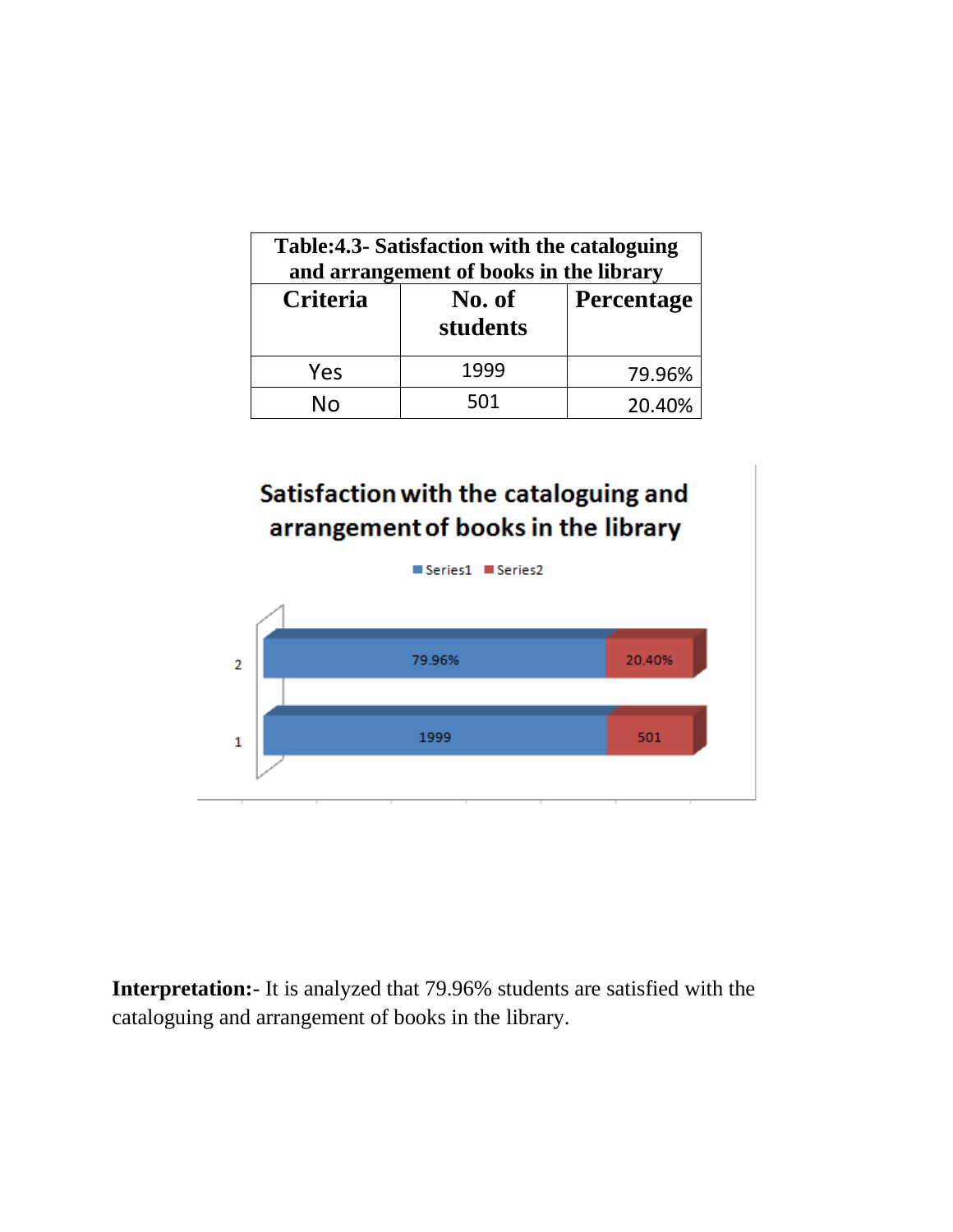| Table:4.3- Satisfaction with the cataloguing and arrangement of books in the library | | |
|---|---|---|
| **Criteria** | **No. of students** | **Percentage** |
| Yes | 1999 | 79.96% |
| No | 501 | 20.40% |

**Interpretation:-** It is analyzed that 79.96% students are satisfied with the cataloguing and arrangement of books in the library.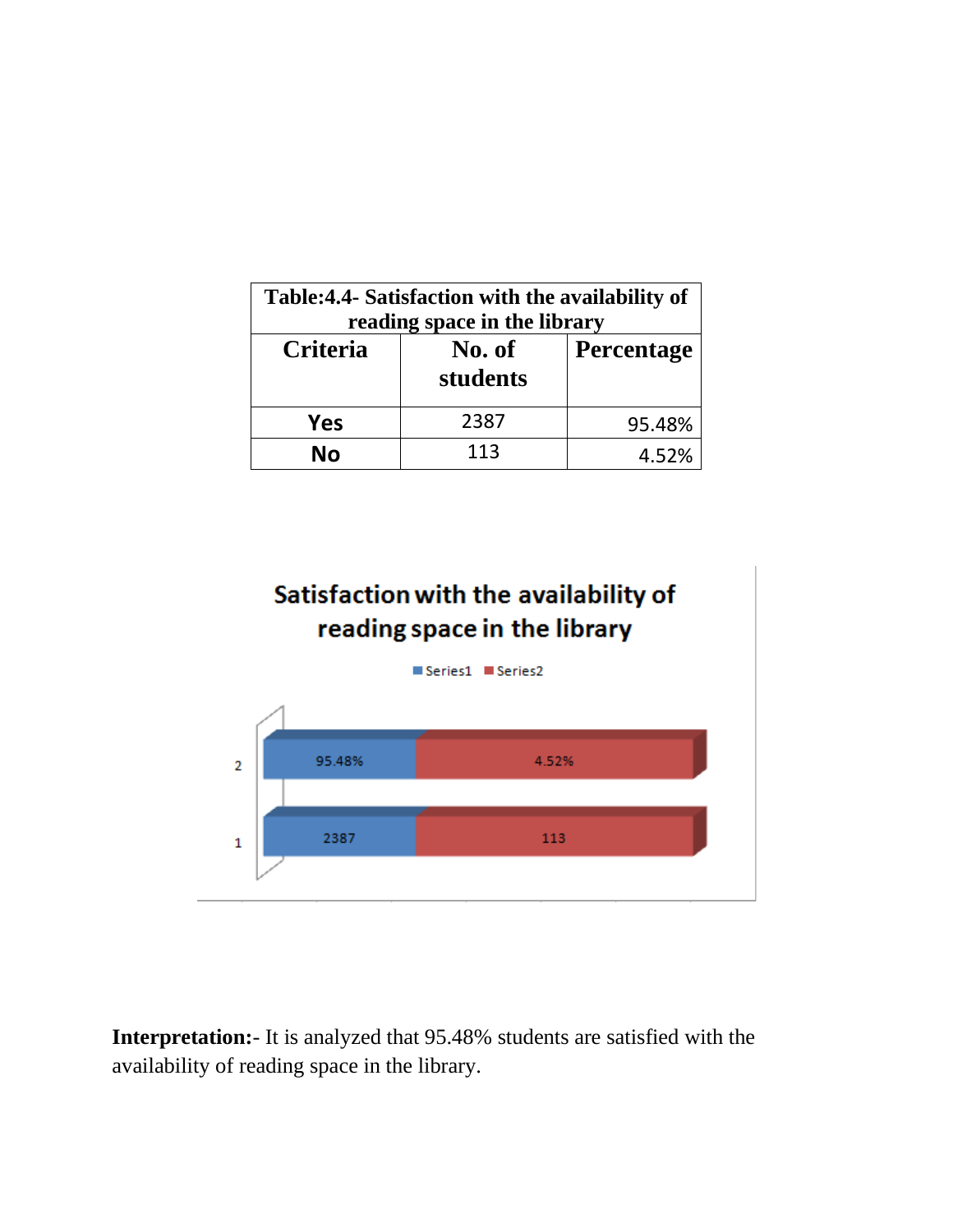| Table:4.4- Satisfaction with the availability of reading space in the library | | |
|---|---|---|
| **Criteria** | **No. of students** | **Percentage** |
| **Yes** | 2387 | 95.48% |
| **No** | 113 | 4.52% |

**Satisfaction with the availability of reading space in the library**

**Interpretation:-** It is analyzed that 95.48% students are satisfied with the availability of reading space in the library.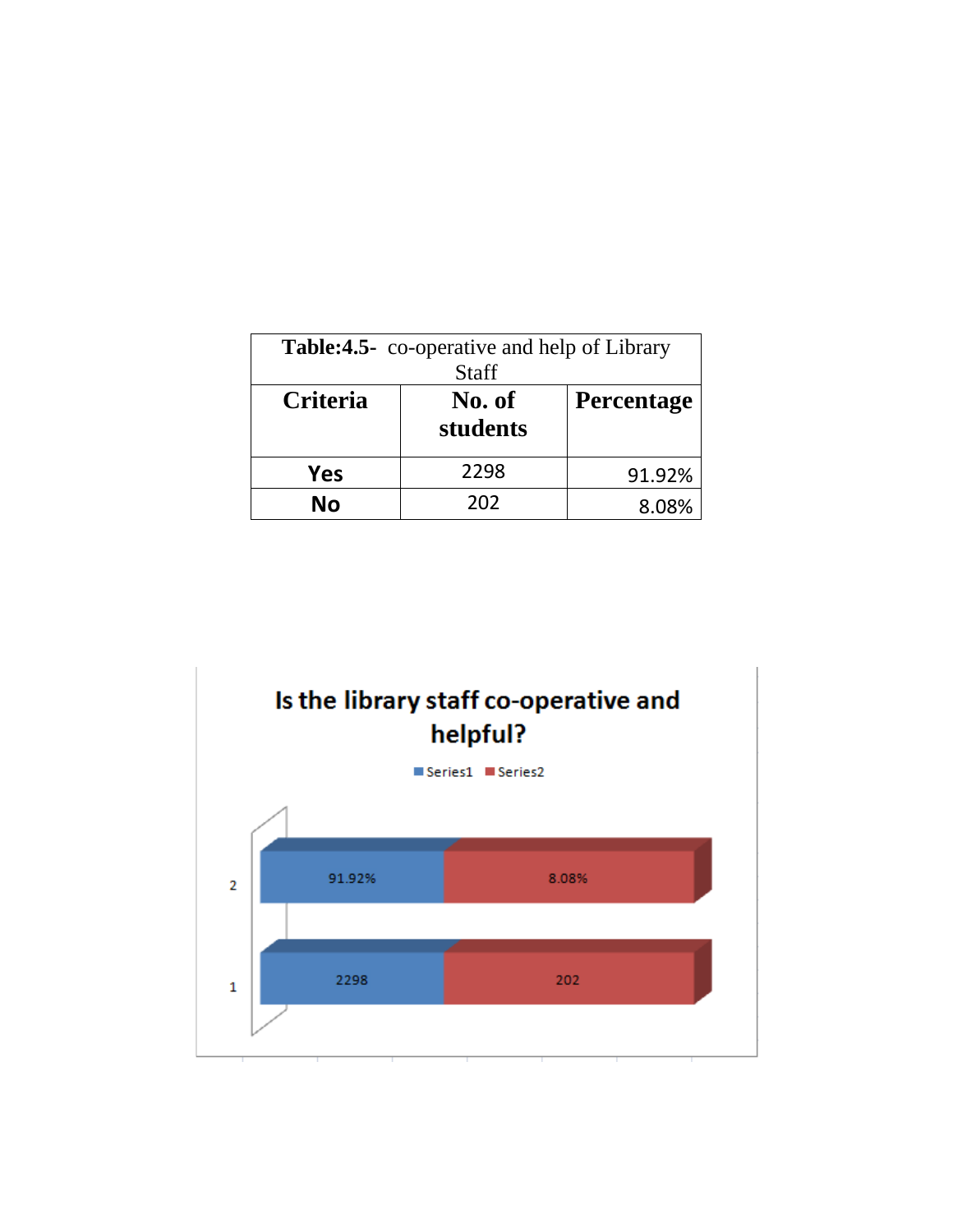| **Table:4.5-** co-operative and help of Library Staff | | |
|---|---|---|
| **Criteria** | **No. of students** | **Percentage** |
| **Yes** | 2298 | 91.92% |
| **No** | 202 | 8.08% |

**Is the library staff co-operative and helpful?**

Series1 Series2

| | Series1 | Series2 |
|---|---|---|
| 2 | 91.92% | 8.08% |
| 1 | 2298 | 202 |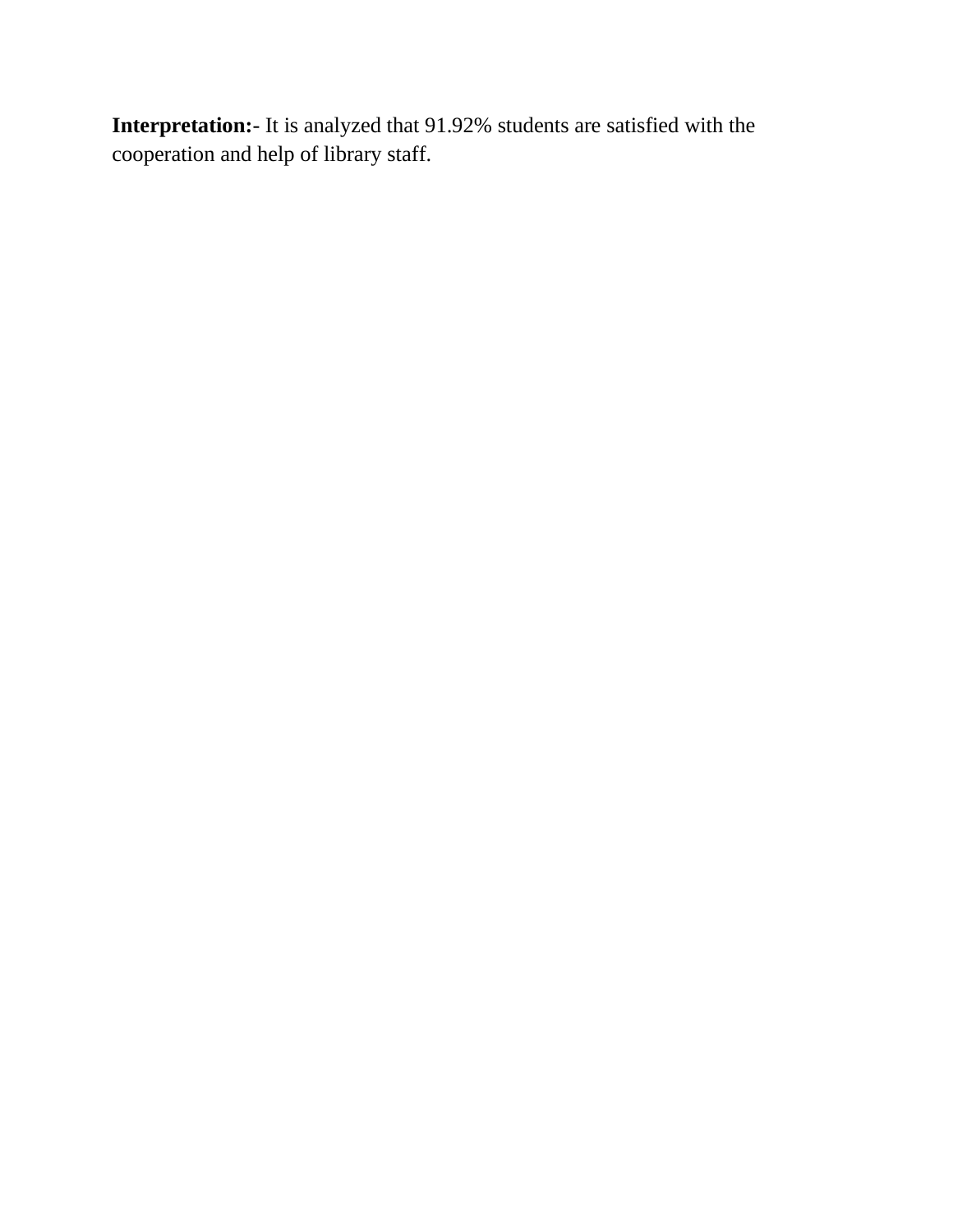**Interpretation:**- It is analyzed that 91.92% students are satisfied with the cooperation and help of library staff.